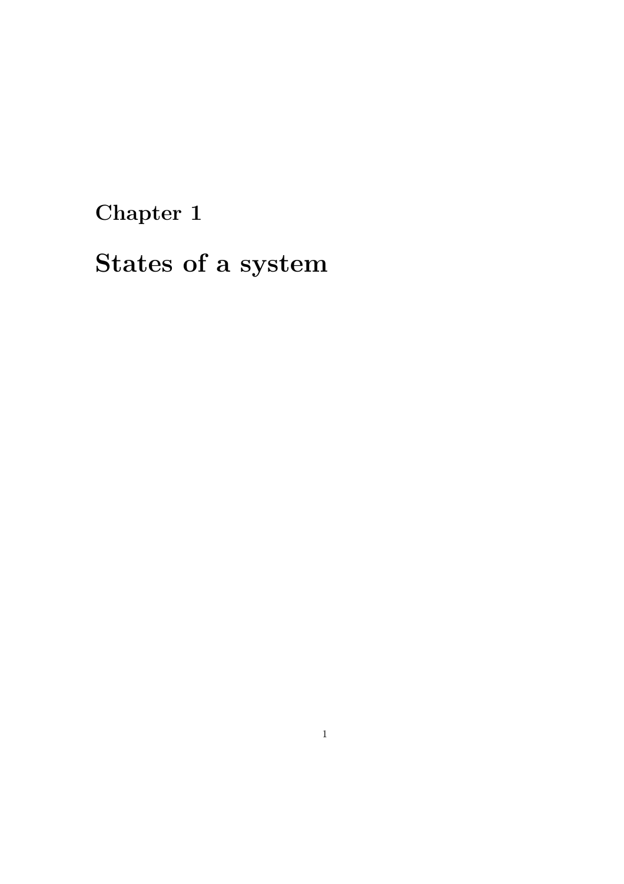# Chapter 1

# States of a system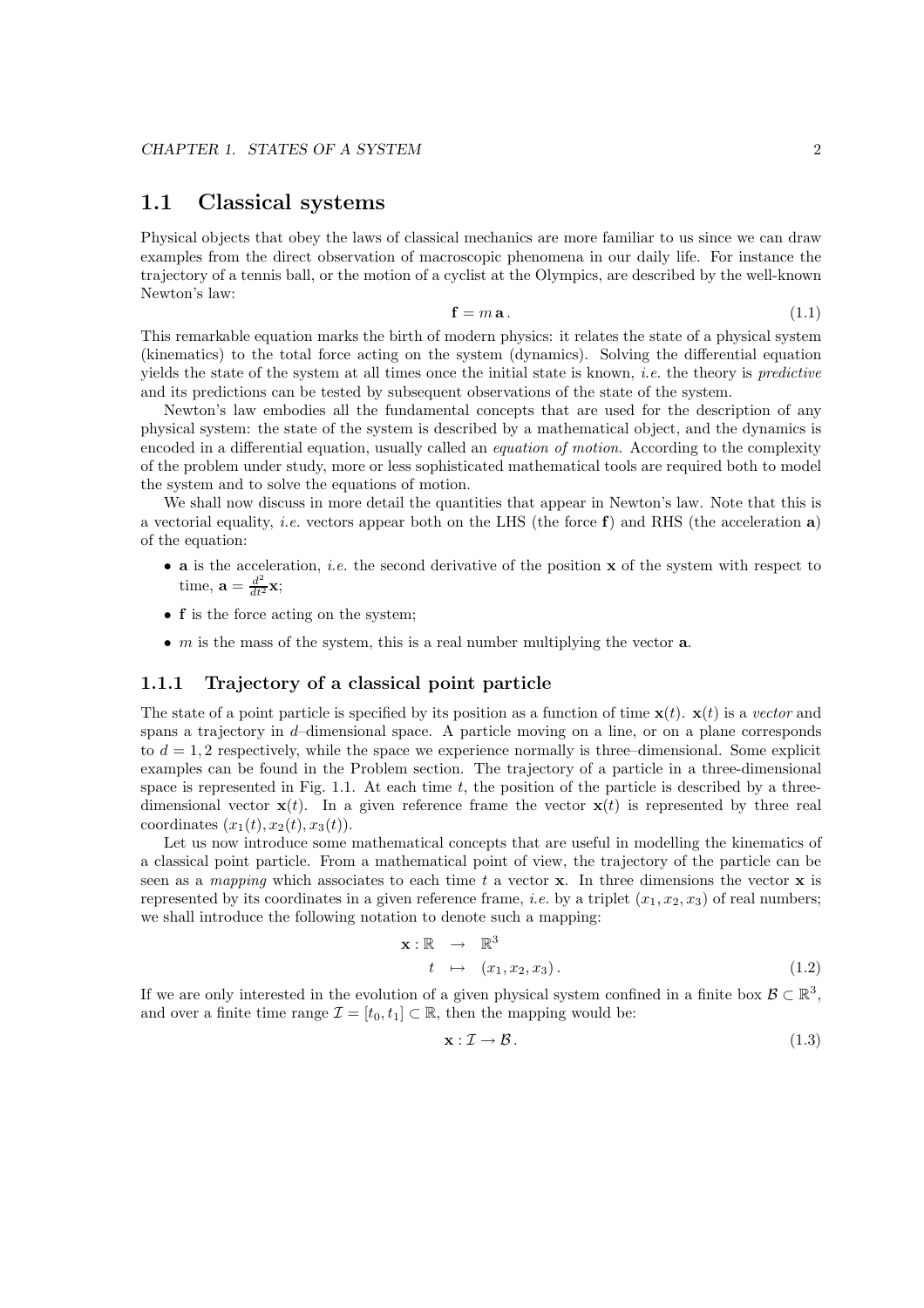## 1.1 Classical systems

Physical objects that obey the laws of classical mechanics are more familiar to us since we can draw examples from the direct observation of macroscopic phenomena in our daily life. For instance the trajectory of a tennis ball, or the motion of a cyclist at the Olympics, are described by the well-known Newton's law:

$$\mathbf{f} = m\,\mathbf{a}\,. \tag{1.1}$$

This remarkable equation marks the birth of modern physics: it relates the state of a physical system (kinematics) to the total force acting on the system (dynamics). Solving the differential equation yields the state of the system at all times once the initial state is known, *i.e.* the theory is *predictive* and its predictions can be tested by subsequent observations of the state of the system.

Newton's law embodies all the fundamental concepts that are used for the description of any physical system: the state of the system is described by a mathematical object, and the dynamics is encoded in a differential equation, usually called an *equation of motion*. According to the complexity of the problem under study, more or less sophisticated mathematical tools are required both to model the system and to solve the equations of motion.

We shall now discuss in more detail the quantities that appear in Newton's law. Note that this is a vectorial equality, *i.e.* vectors appear both on the LHS (the force $\mathbf{f}$) and RHS (the acceleration $\mathbf{a}$) of the equation:

- $\mathbf{a}$ is the acceleration, *i.e.* the second derivative of the position $\mathbf{x}$ of the system with respect to time, $\mathbf{a} = \frac{d^2}{dt^2}\mathbf{x}$;
- $\mathbf{f}$ is the force acting on the system;
- $m$ is the mass of the system, this is a real number multiplying the vector $\mathbf{a}$.

### 1.1.1 Trajectory of a classical point particle

The state of a point particle is specified by its position as a function of time $\mathbf{x}(t)$. $\mathbf{x}(t)$ is a *vector* and spans a trajectory in $d$–dimensional space. A particle moving on a line, or on a plane corresponds to $d = 1, 2$ respectively, while the space we experience normally is three–dimensional. Some explicit examples can be found in the Problem section. The trajectory of a particle in a three-dimensional space is represented in Fig. 1.1. At each time $t$, the position of the particle is described by a three-dimensional vector $\mathbf{x}(t)$. In a given reference frame the vector $\mathbf{x}(t)$ is represented by three real coordinates $(x_1(t), x_2(t), x_3(t))$.

Let us now introduce some mathematical concepts that are useful in modelling the kinematics of a classical point particle. From a mathematical point of view, the trajectory of the particle can be seen as a *mapping* which associates to each time $t$ a vector $\mathbf{x}$. In three dimensions the vector $\mathbf{x}$ is represented by its coordinates in a given reference frame, *i.e.* by a triplet $(x_1, x_2, x_3)$ of real numbers; we shall introduce the following notation to denote such a mapping:

$$\begin{aligned} \mathbf{x} : \mathbb{R} &\rightarrow \mathbb{R}^3 \\ t &\mapsto (x_1, x_2, x_3)\,. \end{aligned} \tag{1.2}$$

If we are only interested in the evolution of a given physical system confined in a finite box $\mathcal{B} \subset \mathbb{R}^3$, and over a finite time range $\mathcal{I} = [t_0, t_1] \subset \mathbb{R}$, then the mapping would be:

$$\mathbf{x} : \mathcal{I} \rightarrow \mathcal{B}\,. \tag{1.3}$$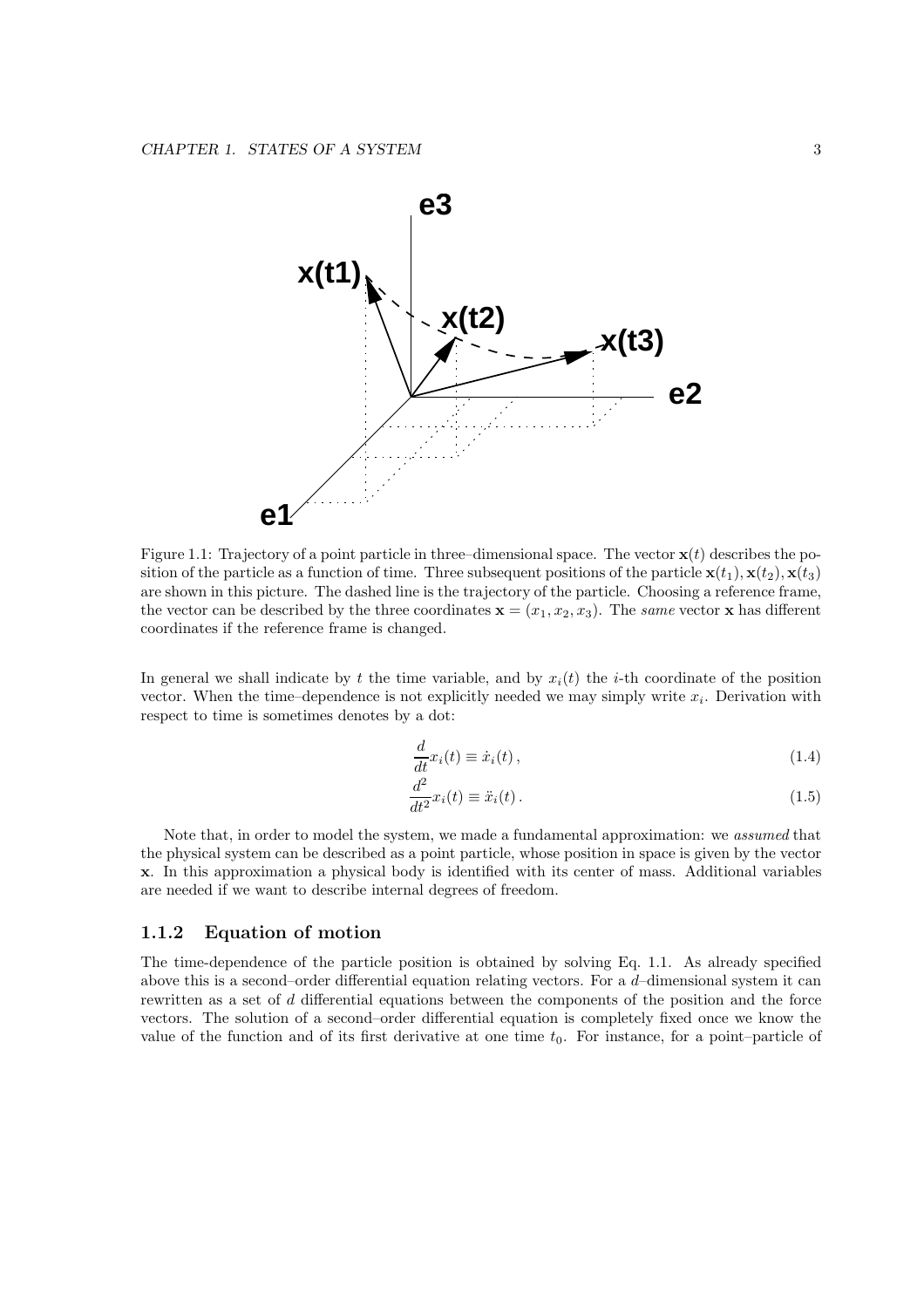Figure 1.1: Trajectory of a point particle in three–dimensional space. The vector $\mathbf{x}(t)$ describes the position of the particle as a function of time. Three subsequent positions of the particle $\mathbf{x}(t_1), \mathbf{x}(t_2), \mathbf{x}(t_3)$ are shown in this picture. The dashed line is the trajectory of the particle. Choosing a reference frame, the vector can be described by the three coordinates $\mathbf{x} = (x_1, x_2, x_3)$. The *same* vector $\mathbf{x}$ has different coordinates if the reference frame is changed.

In general we shall indicate by $t$ the time variable, and by $x_i(t)$ the $i$-th coordinate of the position vector. When the time–dependence is not explicitly needed we may simply write $x_i$. Derivation with respect to time is sometimes denotes by a dot:

$$\frac{d}{dt} x_i(t) \equiv \dot{x}_i(t) \,, \tag{1.4}$$

$$\frac{d^2}{dt^2} x_i(t) \equiv \ddot{x}_i(t) \,. \tag{1.5}$$

Note that, in order to model the system, we made a fundamental approximation: we *assumed* that the physical system can be described as a point particle, whose position in space is given by the vector $\mathbf{x}$. In this approximation a physical body is identified with its center of mass. Additional variables are needed if we want to describe internal degrees of freedom.

### 1.1.2 Equation of motion

The time-dependence of the particle position is obtained by solving Eq. 1.1. As already specified above this is a second–order differential equation relating vectors. For a $d$–dimensional system it can rewritten as a set of $d$ differential equations between the components of the position and the force vectors. The solution of a second–order differential equation is completely fixed once we know the value of the function and of its first derivative at one time $t_0$. For instance, for a point–particle of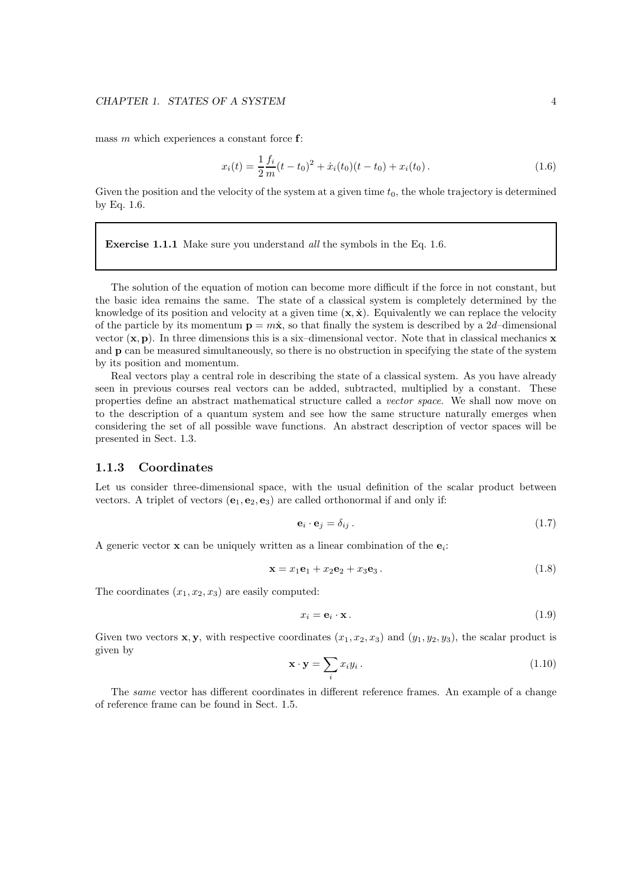mass $m$ which experiences a constant force $\mathbf{f}$:

$$x_i(t) = \frac{1}{2}\frac{f_i}{m}(t - t_0)^2 + \dot{x}_i(t_0)(t - t_0) + x_i(t_0)\,. \tag{1.6}$$

Given the position and the velocity of the system at a given time $t_0$, the whole trajectory is determined by Eq. 1.6.

> **Exercise 1.1.1** Make sure you understand *all* the symbols in the Eq. 1.6.

The solution of the equation of motion can become more difficult if the force in not constant, but the basic idea remains the same. The state of a classical system is completely determined by the knowledge of its position and velocity at a given time $(\mathbf{x}, \dot{\mathbf{x}})$. Equivalently we can replace the velocity of the particle by its momentum $\mathbf{p} = m\dot{\mathbf{x}}$, so that finally the system is described by a $2d$–dimensional vector $(\mathbf{x}, \mathbf{p})$. In three dimensions this is a six–dimensional vector. Note that in classical mechanics $\mathbf{x}$ and $\mathbf{p}$ can be measured simultaneously, so there is no obstruction in specifying the state of the system by its position and momentum.

Real vectors play a central role in describing the state of a classical system. As you have already seen in previous courses real vectors can be added, subtracted, multiplied by a constant. These properties define an abstract mathematical structure called a *vector space*. We shall now move on to the description of a quantum system and see how the same structure naturally emerges when considering the set of all possible wave functions. An abstract description of vector spaces will be presented in Sect. 1.3.

### 1.1.3 Coordinates

Let us consider three-dimensional space, with the usual definition of the scalar product between vectors. A triplet of vectors $(\mathbf{e}_1, \mathbf{e}_2, \mathbf{e}_3)$ are called orthonormal if and only if:

$$\mathbf{e}_i \cdot \mathbf{e}_j = \delta_{ij}\,. \tag{1.7}$$

A generic vector $\mathbf{x}$ can be uniquely written as a linear combination of the $\mathbf{e}_i$:

$$\mathbf{x} = x_1\mathbf{e}_1 + x_2\mathbf{e}_2 + x_3\mathbf{e}_3\,. \tag{1.8}$$

The coordinates $(x_1, x_2, x_3)$ are easily computed:

$$x_i = \mathbf{e}_i \cdot \mathbf{x}\,. \tag{1.9}$$

Given two vectors $\mathbf{x}, \mathbf{y}$, with respective coordinates $(x_1, x_2, x_3)$ and $(y_1, y_2, y_3)$, the scalar product is given by

$$\mathbf{x} \cdot \mathbf{y} = \sum_i x_i y_i\,. \tag{1.10}$$

The *same* vector has different coordinates in different reference frames. An example of a change of reference frame can be found in Sect. 1.5.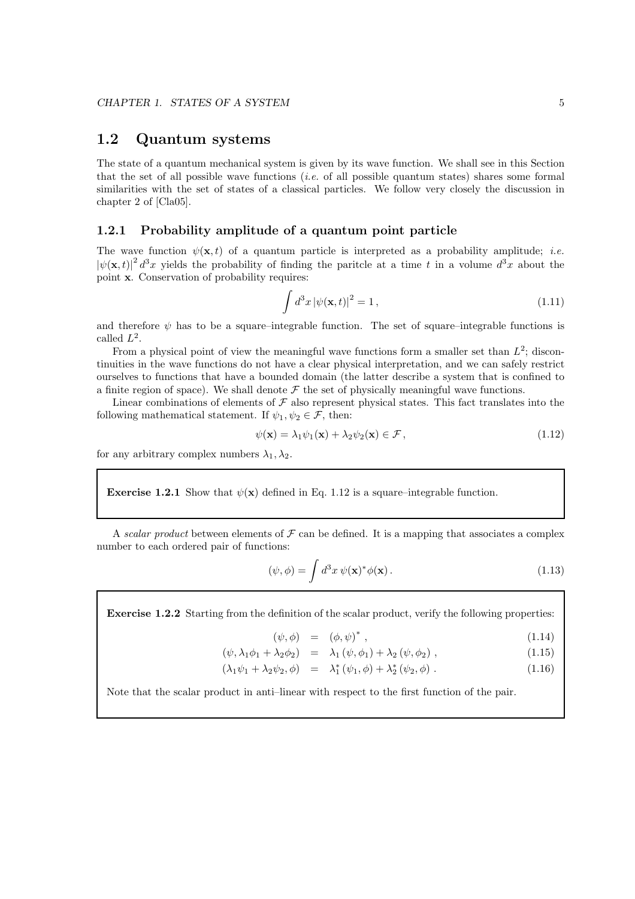## 1.2 Quantum systems

The state of a quantum mechanical system is given by its wave function. We shall see in this Section that the set of all possible wave functions (*i.e.* of all possible quantum states) shares some formal similarities with the set of states of a classical particles. We follow very closely the discussion in chapter 2 of [Cla05].

### 1.2.1 Probability amplitude of a quantum point particle

The wave function $\psi(\mathbf{x}, t)$ of a quantum particle is interpreted as a probability amplitude; *i.e.* $|\psi(\mathbf{x}, t)|^2 \, d^3x$ yields the probability of finding the paritcle at a time $t$ in a volume $d^3x$ about the point $\mathbf{x}$. Conservation of probability requires:

$$\int d^3x \, |\psi(\mathbf{x}, t)|^2 = 1 \,, \tag{1.11}$$

and therefore $\psi$ has to be a square–integrable function. The set of square–integrable functions is called $L^2$.

From a physical point of view the meaningful wave functions form a smaller set than $L^2$; discontinuities in the wave functions do not have a clear physical interpretation, and we can safely restrict ourselves to functions that have a bounded domain (the latter describe a system that is confined to a finite region of space). We shall denote $\mathcal{F}$ the set of physically meaningful wave functions.

Linear combinations of elements of $\mathcal{F}$ also represent physical states. This fact translates into the following mathematical statement. If $\psi_1, \psi_2 \in \mathcal{F}$, then:

$$\psi(\mathbf{x}) = \lambda_1 \psi_1(\mathbf{x}) + \lambda_2 \psi_2(\mathbf{x}) \in \mathcal{F} \,, \tag{1.12}$$

for any arbitrary complex numbers $\lambda_1, \lambda_2$.

> **Exercise 1.2.1** Show that $\psi(\mathbf{x})$ defined in Eq. 1.12 is a square–integrable function.

A *scalar product* between elements of $\mathcal{F}$ can be defined. It is a mapping that associates a complex number to each ordered pair of functions:

$$(\psi, \phi) = \int d^3x \, \psi(\mathbf{x})^* \phi(\mathbf{x}) \,. \tag{1.13}$$

> **Exercise 1.2.2** Starting from the definition of the scalar product, verify the following properties:
>
> $$(\psi, \phi) = (\phi, \psi)^* \,, \tag{1.14}$$
>
> $$(\psi, \lambda_1 \phi_1 + \lambda_2 \phi_2) = \lambda_1 (\psi, \phi_1) + \lambda_2 (\psi, \phi_2) \,, \tag{1.15}$$
>
> $$(\lambda_1 \psi_1 + \lambda_2 \psi_2, \phi) = \lambda_1^* (\psi_1, \phi) + \lambda_2^* (\psi_2, \phi) \,. \tag{1.16}$$
>
> Note that the scalar product in anti–linear with respect to the first function of the pair.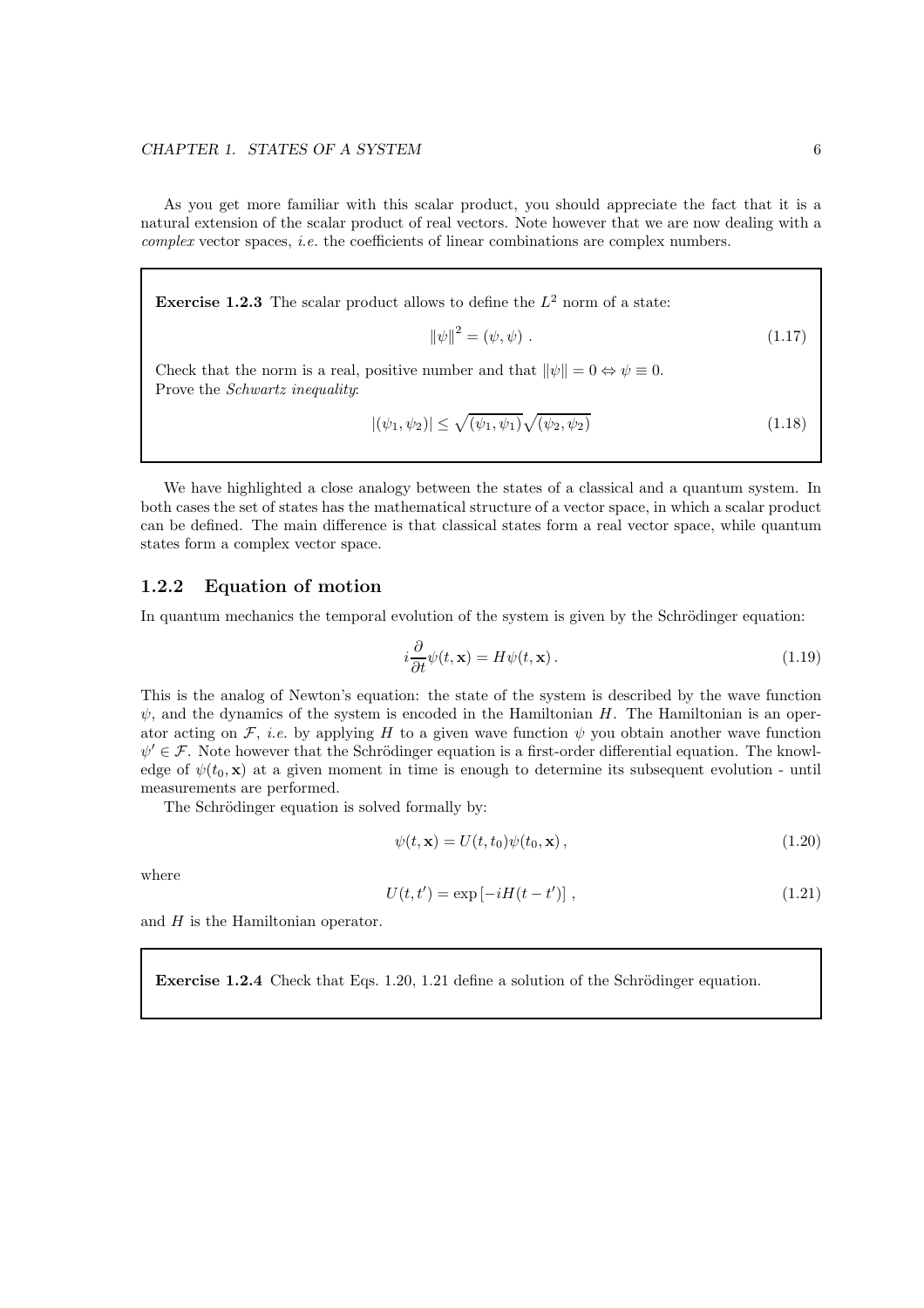As you get more familiar with this scalar product, you should appreciate the fact that it is a natural extension of the scalar product of real vectors. Note however that we are now dealing with a *complex* vector spaces, *i.e.* the coefficients of linear combinations are complex numbers.

**Exercise 1.2.3** The scalar product allows to define the $L^2$ norm of a state:

$$\|\psi\|^2 = (\psi, \psi) . \tag{1.17}$$

Check that the norm is a real, positive number and that $\|\psi\| = 0 \Leftrightarrow \psi \equiv 0$.
Prove the *Schwartz inequality*:

$$|(\psi_1, \psi_2)| \leq \sqrt{(\psi_1, \psi_1)}\sqrt{(\psi_2, \psi_2)} \tag{1.18}$$

We have highlighted a close analogy between the states of a classical and a quantum system. In both cases the set of states has the mathematical structure of a vector space, in which a scalar product can be defined. The main difference is that classical states form a real vector space, while quantum states form a complex vector space.

### 1.2.2 Equation of motion

In quantum mechanics the temporal evolution of the system is given by the Schrödinger equation:

$$i\frac{\partial}{\partial t}\psi(t, \mathbf{x}) = H\psi(t, \mathbf{x}) . \tag{1.19}$$

This is the analog of Newton's equation: the state of the system is described by the wave function $\psi$, and the dynamics of the system is encoded in the Hamiltonian $H$. The Hamiltonian is an operator acting on $\mathcal{F}$, *i.e.* by applying $H$ to a given wave function $\psi$ you obtain another wave function $\psi' \in \mathcal{F}$. Note however that the Schrödinger equation is a first-order differential equation. The knowledge of $\psi(t_0, \mathbf{x})$ at a given moment in time is enough to determine its subsequent evolution - until measurements are performed.

The Schrödinger equation is solved formally by:

$$\psi(t, \mathbf{x}) = U(t, t_0)\psi(t_0, \mathbf{x}) , \tag{1.20}$$

where

$$U(t, t') = \exp\left[-iH(t - t')\right] , \tag{1.21}$$

and $H$ is the Hamiltonian operator.

**Exercise 1.2.4** Check that Eqs. 1.20, 1.21 define a solution of the Schrödinger equation.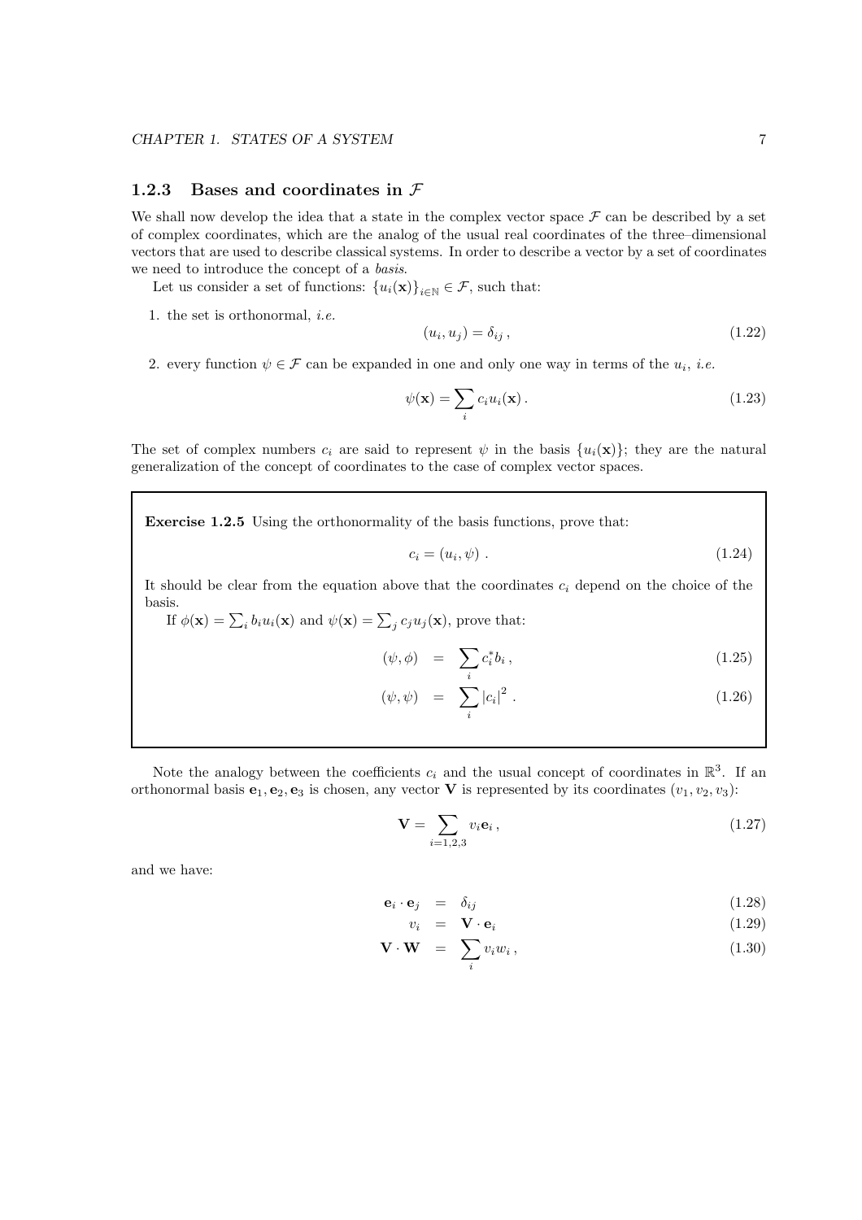### 1.2.3 Bases and coordinates in $\mathcal{F}$

We shall now develop the idea that a state in the complex vector space $\mathcal{F}$ can be described by a set of complex coordinates, which are the analog of the usual real coordinates of the three–dimensional vectors that are used to describe classical systems. In order to describe a vector by a set of coordinates we need to introduce the concept of a *basis*.

Let us consider a set of functions: $\{u_i(\mathbf{x})\}_{i\in\mathbb{N}} \in \mathcal{F}$, such that:

1. the set is orthonormal, *i.e.*
$$(u_i, u_j) = \delta_{ij}\,, \tag{1.22}$$

2. every function $\psi \in \mathcal{F}$ can be expanded in one and only one way in terms of the $u_i$, *i.e.*
$$\psi(\mathbf{x}) = \sum_i c_i u_i(\mathbf{x})\,. \tag{1.23}$$

The set of complex numbers $c_i$ are said to represent $\psi$ in the basis $\{u_i(\mathbf{x})\}$; they are the natural generalization of the concept of coordinates to the case of complex vector spaces.

---

**Exercise 1.2.5** Using the orthonormality of the basis functions, prove that:

$$c_i = (u_i, \psi)\;. \tag{1.24}$$

It should be clear from the equation above that the coordinates $c_i$ depend on the choice of the basis.

If $\phi(\mathbf{x}) = \sum_i b_i u_i(\mathbf{x})$ and $\psi(\mathbf{x}) = \sum_j c_j u_j(\mathbf{x})$, prove that:

$$(\psi, \phi) = \sum_i c_i^* b_i\,, \tag{1.25}$$

$$(\psi, \psi) = \sum_i |c_i|^2\;. \tag{1.26}$$

---

Note the analogy between the coefficients $c_i$ and the usual concept of coordinates in $\mathbb{R}^3$. If an orthonormal basis $\mathbf{e}_1, \mathbf{e}_2, \mathbf{e}_3$ is chosen, any vector $\mathbf{V}$ is represented by its coordinates $(v_1, v_2, v_3)$:

$$\mathbf{V} = \sum_{i=1,2,3} v_i \mathbf{e}_i\,, \tag{1.27}$$

and we have:

$$\mathbf{e}_i \cdot \mathbf{e}_j = \delta_{ij} \tag{1.28}$$

$$v_i = \mathbf{V} \cdot \mathbf{e}_i \tag{1.29}$$

$$\mathbf{V} \cdot \mathbf{W} = \sum_i v_i w_i\,, \tag{1.30}$$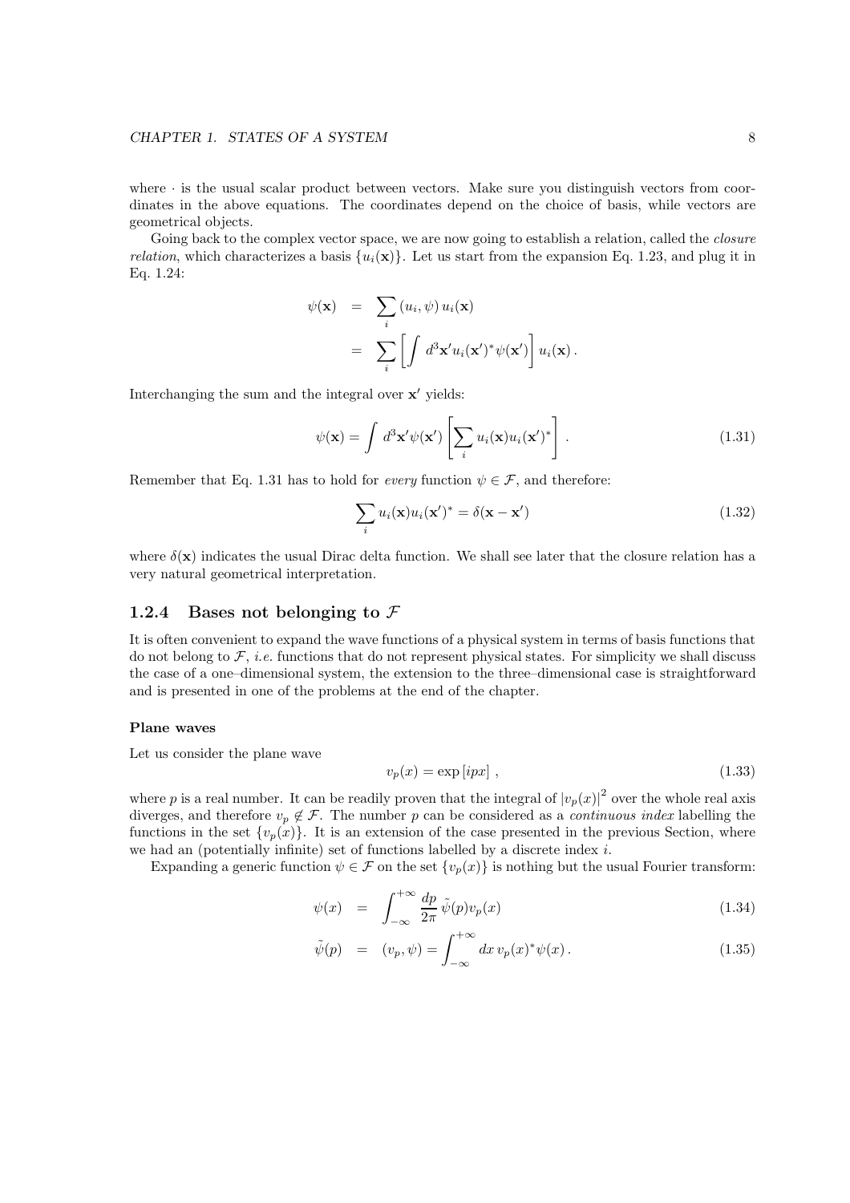where $\cdot$ is the usual scalar product between vectors. Make sure you distinguish vectors from coordinates in the above equations. The coordinates depend on the choice of basis, while vectors are geometrical objects.

Going back to the complex vector space, we are now going to establish a relation, called the *closure relation*, which characterizes a basis $\{u_i(\mathbf{x})\}$. Let us start from the expansion Eq. 1.23, and plug it in Eq. 1.24:

$$
\begin{aligned}
\psi(\mathbf{x}) &= \sum_i (u_i, \psi)\, u_i(\mathbf{x}) \\
&= \sum_i \left[ \int d^3\mathbf{x}' u_i(\mathbf{x}')^* \psi(\mathbf{x}') \right] u_i(\mathbf{x})\,.
\end{aligned}
$$

Interchanging the sum and the integral over $\mathbf{x}'$ yields:

$$
\psi(\mathbf{x}) = \int d^3\mathbf{x}' \psi(\mathbf{x}') \left[ \sum_i u_i(\mathbf{x}) u_i(\mathbf{x}')^* \right]. \tag{1.31}
$$

Remember that Eq. 1.31 has to hold for *every* function $\psi \in \mathcal{F}$, and therefore:

$$
\sum_i u_i(\mathbf{x}) u_i(\mathbf{x}')^* = \delta(\mathbf{x} - \mathbf{x}') \tag{1.32}
$$

where $\delta(\mathbf{x})$ indicates the usual Dirac delta function. We shall see later that the closure relation has a very natural geometrical interpretation.

### 1.2.4 Bases not belonging to $\mathcal{F}$

It is often convenient to expand the wave functions of a physical system in terms of basis functions that do not belong to $\mathcal{F}$, *i.e.* functions that do not represent physical states. For simplicity we shall discuss the case of a one–dimensional system, the extension to the three–dimensional case is straightforward and is presented in one of the problems at the end of the chapter.

#### Plane waves

Let us consider the plane wave

$$
v_p(x) = \exp\left[ipx\right], \tag{1.33}
$$

where $p$ is a real number. It can be readily proven that the integral of $|v_p(x)|^2$ over the whole real axis diverges, and therefore $v_p \notin \mathcal{F}$. The number $p$ can be considered as a *continuous index* labelling the functions in the set $\{v_p(x)\}$. It is an extension of the case presented in the previous Section, where we had an (potentially infinite) set of functions labelled by a discrete index $i$.

Expanding a generic function $\psi \in \mathcal{F}$ on the set $\{v_p(x)\}$ is nothing but the usual Fourier transform:

$$
\psi(x) = \int_{-\infty}^{+\infty} \frac{dp}{2\pi}\, \tilde{\psi}(p) v_p(x) \tag{1.34}
$$

$$
\tilde{\psi}(p) = (v_p, \psi) = \int_{-\infty}^{+\infty} dx\, v_p(x)^* \psi(x)\,. \tag{1.35}
$$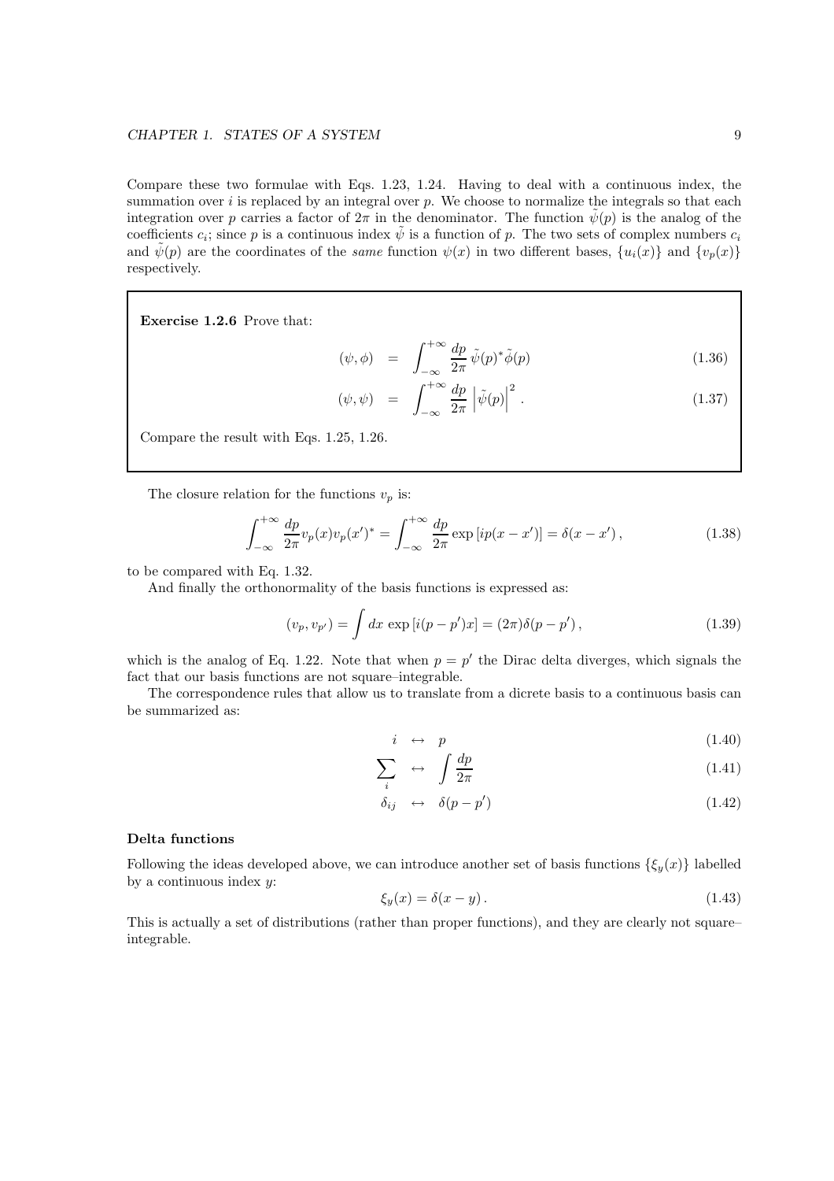Compare these two formulae with Eqs. 1.23, 1.24. Having to deal with a continuous index, the summation over $i$ is replaced by an integral over $p$. We choose to normalize the integrals so that each integration over $p$ carries a factor of $2\pi$ in the denominator. The function $\tilde{\psi}(p)$ is the analog of the coefficients $c_i$; since $p$ is a continuous index $\tilde{\psi}$ is a function of $p$. The two sets of complex numbers $c_i$ and $\tilde{\psi}(p)$ are the coordinates of the *same* function $\psi(x)$ in two different bases, $\{u_i(x)\}$ and $\{v_p(x)\}$ respectively.

**Exercise 1.2.6** Prove that:

$$(\psi, \phi) = \int_{-\infty}^{+\infty} \frac{dp}{2\pi} \, \tilde{\psi}(p)^* \tilde{\phi}(p) \tag{1.36}$$

$$(\psi, \psi) = \int_{-\infty}^{+\infty} \frac{dp}{2\pi} \left| \tilde{\psi}(p) \right|^2 . \tag{1.37}$$

Compare the result with Eqs. 1.25, 1.26.

The closure relation for the functions $v_p$ is:

$$\int_{-\infty}^{+\infty} \frac{dp}{2\pi} v_p(x) v_p(x')^* = \int_{-\infty}^{+\infty} \frac{dp}{2\pi} \exp\left[ip(x - x')\right] = \delta(x - x')\,, \tag{1.38}$$

to be compared with Eq. 1.32.

And finally the orthonormality of the basis functions is expressed as:

$$(v_p, v_{p'}) = \int dx \, \exp\left[i(p - p')x\right] = (2\pi)\delta(p - p')\,, \tag{1.39}$$

which is the analog of Eq. 1.22. Note that when $p = p'$ the Dirac delta diverges, which signals the fact that our basis functions are not square–integrable.

The correspondence rules that allow us to translate from a dicrete basis to a continuous basis can be summarized as:

$$i \leftrightarrow p \tag{1.40}$$

$$\sum_i \leftrightarrow \int \frac{dp}{2\pi} \tag{1.41}$$

$$\delta_{ij} \leftrightarrow \delta(p - p') \tag{1.42}$$

### Delta functions

Following the ideas developed above, we can introduce another set of basis functions $\{\xi_y(x)\}$ labelled by a continuous index $y$:

$$\xi_y(x) = \delta(x - y)\,. \tag{1.43}$$

This is actually a set of distributions (rather than proper functions), and they are clearly not square–integrable.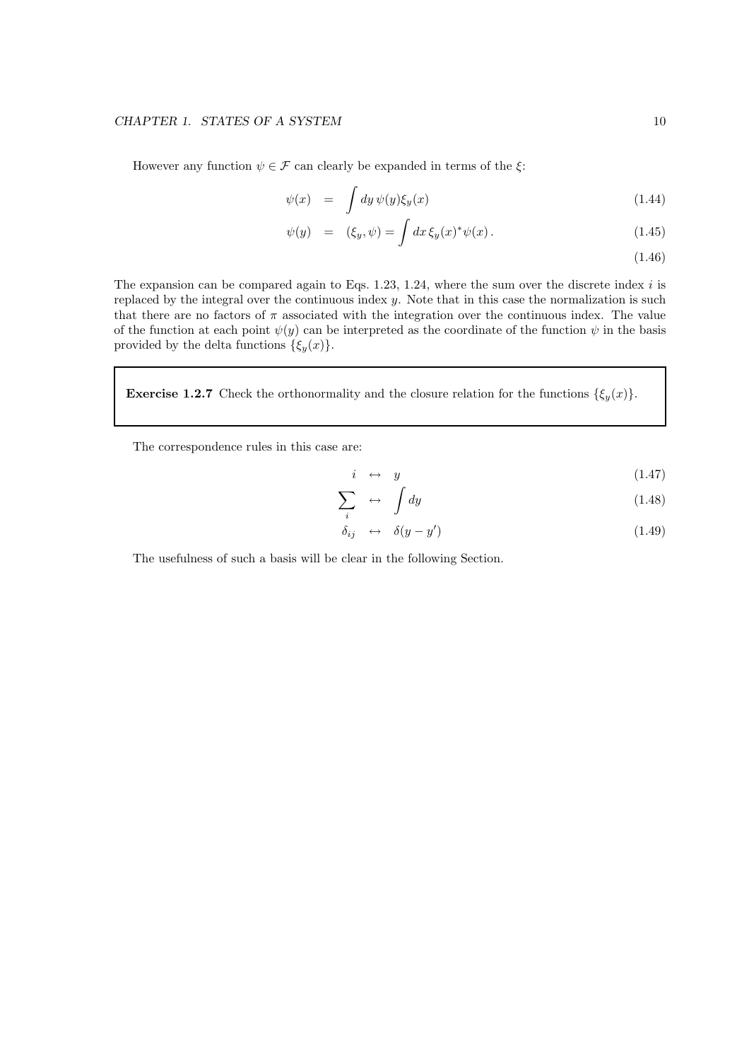However any function $\psi \in \mathcal{F}$ can clearly be expanded in terms of the $\xi$:

$$\psi(x) = \int dy\, \psi(y) \xi_y(x) \tag{1.44}$$

$$\psi(y) = (\xi_y, \psi) = \int dx\, \xi_y(x)^* \psi(x)\,. \tag{1.45}$$

$$\tag{1.46}$$

The expansion can be compared again to Eqs. 1.23, 1.24, where the sum over the discrete index $i$ is replaced by the integral over the continuous index $y$. Note that in this case the normalization is such that there are no factors of $\pi$ associated with the integration over the continuous index. The value of the function at each point $\psi(y)$ can be interpreted as the coordinate of the function $\psi$ in the basis provided by the delta functions $\{\xi_y(x)\}$.

> **Exercise 1.2.7** Check the orthonormality and the closure relation for the functions $\{\xi_y(x)\}$.

The correspondence rules in this case are:

$$i \leftrightarrow y \tag{1.47}$$

$$\sum_i \leftrightarrow \int dy \tag{1.48}$$

$$\delta_{ij} \leftrightarrow \delta(y - y') \tag{1.49}$$

The usefulness of such a basis will be clear in the following Section.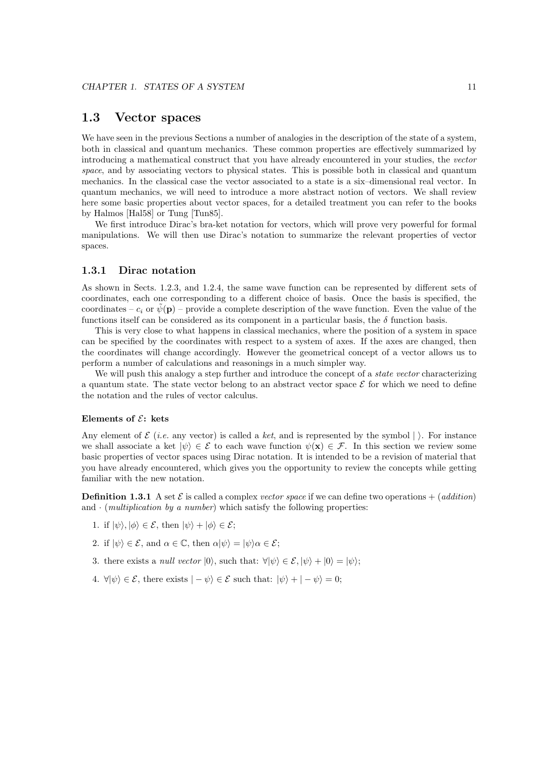## 1.3 Vector spaces

We have seen in the previous Sections a number of analogies in the description of the state of a system, both in classical and quantum mechanics. These common properties are effectively summarized by introducing a mathematical construct that you have already encountered in your studies, the *vector space*, and by associating vectors to physical states. This is possible both in classical and quantum mechanics. In the classical case the vector associated to a state is a six–dimensional real vector. In quantum mechanics, we will need to introduce a more abstract notion of vectors. We shall review here some basic properties about vector spaces, for a detailed treatment you can refer to the books by Halmos [Hal58] or Tung [Tun85].

We first introduce Dirac's bra-ket notation for vectors, which will prove very powerful for formal manipulations. We will then use Dirac's notation to summarize the relevant properties of vector spaces.

### 1.3.1 Dirac notation

As shown in Sects. 1.2.3, and 1.2.4, the same wave function can be represented by different sets of coordinates, each one corresponding to a different choice of basis. Once the basis is specified, the coordinates – $c_i$ or $\tilde{\psi}(\mathbf{p})$ – provide a complete description of the wave function. Even the value of the functions itself can be considered as its component in a particular basis, the $\delta$ function basis.

This is very close to what happens in classical mechanics, where the position of a system in space can be specified by the coordinates with respect to a system of axes. If the axes are changed, then the coordinates will change accordingly. However the geometrical concept of a vector allows us to perform a number of calculations and reasonings in a much simpler way.

We will push this analogy a step further and introduce the concept of a *state vector* characterizing a quantum state. The state vector belong to an abstract vector space $\mathcal{E}$ for which we need to define the notation and the rules of vector calculus.

#### Elements of $\mathcal{E}$: kets

Any element of $\mathcal{E}$ (*i.e.* any vector) is called a *ket*, and is represented by the symbol $|\,\rangle$. For instance we shall associate a ket $|\psi\rangle \in \mathcal{E}$ to each wave function $\psi(\mathbf{x}) \in \mathcal{F}$. In this section we review some basic properties of vector spaces using Dirac notation. It is intended to be a revision of material that you have already encountered, which gives you the opportunity to review the concepts while getting familiar with the new notation.

**Definition 1.3.1** A set $\mathcal{E}$ is called a complex *vector space* if we can define two operations $+$ (*addition*) and $\cdot$ (*multiplication by a number*) which satisfy the following properties:

1. if $|\psi\rangle, |\phi\rangle \in \mathcal{E}$, then $|\psi\rangle + |\phi\rangle \in \mathcal{E}$;
2. if $|\psi\rangle \in \mathcal{E}$, and $\alpha \in \mathbb{C}$, then $\alpha|\psi\rangle = |\psi\rangle\alpha \in \mathcal{E}$;
3. there exists a *null vector* $|0\rangle$, such that: $\forall|\psi\rangle \in \mathcal{E}, |\psi\rangle + |0\rangle = |\psi\rangle$;
4. $\forall|\psi\rangle \in \mathcal{E}$, there exists $|-\psi\rangle \in \mathcal{E}$ such that: $|\psi\rangle + |-\psi\rangle = 0$;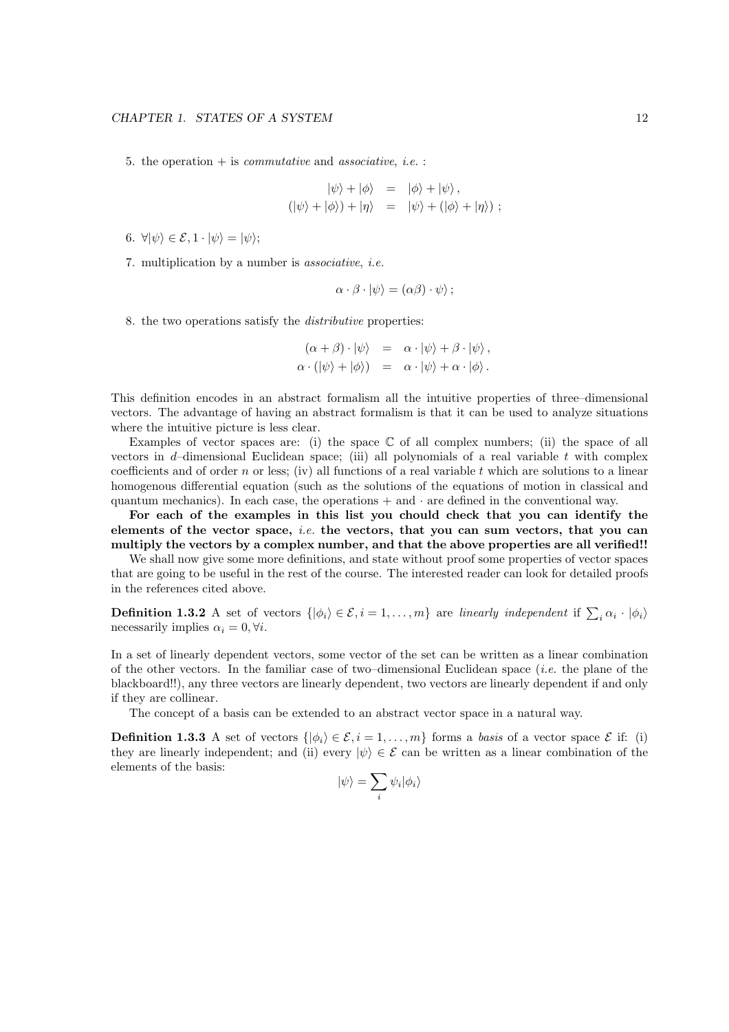5. the operation + is *commutative* and *associative*, *i.e.* :

$$
\begin{aligned}
|\psi\rangle + |\phi\rangle &= |\phi\rangle + |\psi\rangle\,, \\
(|\psi\rangle + |\phi\rangle) + |\eta\rangle &= |\psi\rangle + (|\phi\rangle + |\eta\rangle)\ ;
\end{aligned}
$$

6. $\forall |\psi\rangle \in \mathcal{E}, 1 \cdot |\psi\rangle = |\psi\rangle$;

7. multiplication by a number is *associative*, *i.e.*

$$
\alpha \cdot \beta \cdot |\psi\rangle = (\alpha\beta) \cdot \psi\rangle\ ;
$$

8. the two operations satisfy the *distributive* properties:

$$
\begin{aligned}
(\alpha + \beta) \cdot |\psi\rangle &= \alpha \cdot |\psi\rangle + \beta \cdot |\psi\rangle\,, \\
\alpha \cdot (|\psi\rangle + |\phi\rangle) &= \alpha \cdot |\psi\rangle + \alpha \cdot |\phi\rangle\,.
\end{aligned}
$$

This definition encodes in an abstract formalism all the intuitive properties of three–dimensional vectors. The advantage of having an abstract formalism is that it can be used to analyze situations where the intuitive picture is less clear.

Examples of vector spaces are: (i) the space $\mathbb{C}$ of all complex numbers; (ii) the space of all vectors in $d$–dimensional Euclidean space; (iii) all polynomials of a real variable $t$ with complex coefficients and of order $n$ or less; (iv) all functions of a real variable $t$ which are solutions to a linear homogenous differential equation (such as the solutions of the equations of motion in classical and quantum mechanics). In each case, the operations + and $\cdot$ are defined in the conventional way.

**For each of the examples in this list you chould check that you can identify the elements of the vector space, *i.e.* the vectors, that you can sum vectors, that you can multiply the vectors by a complex number, and that the above properties are all verified!!**

We shall now give some more definitions, and state without proof some properties of vector spaces that are going to be useful in the rest of the course. The interested reader can look for detailed proofs in the references cited above.

**Definition 1.3.2** A set of vectors $\{|\phi_i\rangle \in \mathcal{E}, i = 1, \ldots, m\}$ are *linearly independent* if $\sum_i \alpha_i \cdot |\phi_i\rangle$ necessarily implies $\alpha_i = 0, \forall i$.

In a set of linearly dependent vectors, some vector of the set can be written as a linear combination of the other vectors. In the familiar case of two–dimensional Euclidean space (*i.e.* the plane of the blackboard!!), any three vectors are linearly dependent, two vectors are linearly dependent if and only if they are collinear.

The concept of a basis can be extended to an abstract vector space in a natural way.

**Definition 1.3.3** A set of vectors $\{|\phi_i\rangle \in \mathcal{E}, i = 1, \ldots, m\}$ forms a *basis* of a vector space $\mathcal{E}$ if: (i) they are linearly independent; and (ii) every $|\psi\rangle \in \mathcal{E}$ can be written as a linear combination of the elements of the basis:

$$
|\psi\rangle = \sum_i \psi_i |\phi_i\rangle
$$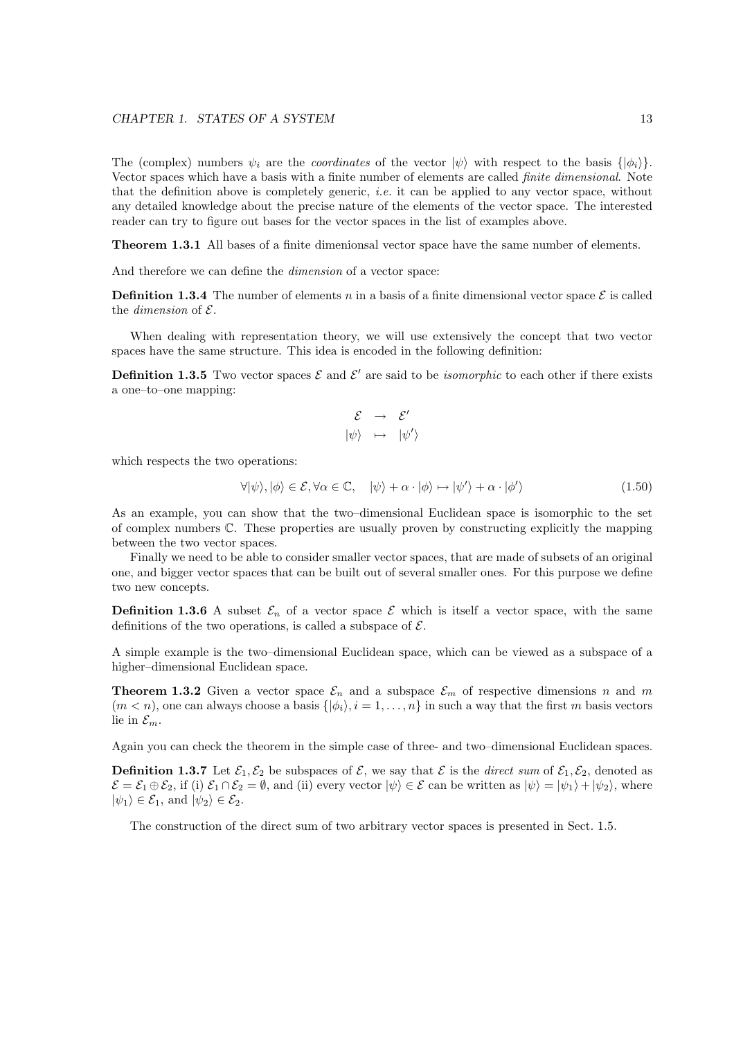The (complex) numbers $\psi_i$ are the *coordinates* of the vector $|\psi\rangle$ with respect to the basis $\{|\phi_i\rangle\}$. Vector spaces which have a basis with a finite number of elements are called *finite dimensional*. Note that the definition above is completely generic, *i.e.* it can be applied to any vector space, without any detailed knowledge about the precise nature of the elements of the vector space. The interested reader can try to figure out bases for the vector spaces in the list of examples above.

**Theorem 1.3.1** All bases of a finite dimenionsal vector space have the same number of elements.

And therefore we can define the *dimension* of a vector space:

**Definition 1.3.4** The number of elements $n$ in a basis of a finite dimensional vector space $\mathcal{E}$ is called the *dimension* of $\mathcal{E}$.

When dealing with representation theory, we will use extensively the concept that two vector spaces have the same structure. This idea is encoded in the following definition:

**Definition 1.3.5** Two vector spaces $\mathcal{E}$ and $\mathcal{E}'$ are said to be *isomorphic* to each other if there exists a one–to–one mapping:

$$
\begin{array}{ccc}
\mathcal{E} & \rightarrow & \mathcal{E}' \\
|\psi\rangle & \mapsto & |\psi'\rangle
\end{array}
$$

which respects the two operations:

$$
\forall |\psi\rangle, |\phi\rangle \in \mathcal{E}, \forall \alpha \in \mathbb{C}, \quad |\psi\rangle + \alpha \cdot |\phi\rangle \mapsto |\psi'\rangle + \alpha \cdot |\phi'\rangle \tag{1.50}
$$

As an example, you can show that the two–dimensional Euclidean space is isomorphic to the set of complex numbers $\mathbb{C}$. These properties are usually proven by constructing explicitly the mapping between the two vector spaces.

Finally we need to be able to consider smaller vector spaces, that are made of subsets of an original one, and bigger vector spaces that can be built out of several smaller ones. For this purpose we define two new concepts.

**Definition 1.3.6** A subset $\mathcal{E}_n$ of a vector space $\mathcal{E}$ which is itself a vector space, with the same definitions of the two operations, is called a subspace of $\mathcal{E}$.

A simple example is the two–dimensional Euclidean space, which can be viewed as a subspace of a higher–dimensional Euclidean space.

**Theorem 1.3.2** Given a vector space $\mathcal{E}_n$ and a subspace $\mathcal{E}_m$ of respective dimensions $n$ and $m$ ($m < n$), one can always choose a basis $\{|\phi_i\rangle, i = 1, \ldots, n\}$ in such a way that the first $m$ basis vectors lie in $\mathcal{E}_m$.

Again you can check the theorem in the simple case of three- and two–dimensional Euclidean spaces.

**Definition 1.3.7** Let $\mathcal{E}_1, \mathcal{E}_2$ be subspaces of $\mathcal{E}$, we say that $\mathcal{E}$ is the *direct sum* of $\mathcal{E}_1, \mathcal{E}_2$, denoted as $\mathcal{E} = \mathcal{E}_1 \oplus \mathcal{E}_2$, if (i) $\mathcal{E}_1 \cap \mathcal{E}_2 = \emptyset$, and (ii) every vector $|\psi\rangle \in \mathcal{E}$ can be written as $|\psi\rangle = |\psi_1\rangle + |\psi_2\rangle$, where $|\psi_1\rangle \in \mathcal{E}_1$, and $|\psi_2\rangle \in \mathcal{E}_2$.

The construction of the direct sum of two arbitrary vector spaces is presented in Sect. 1.5.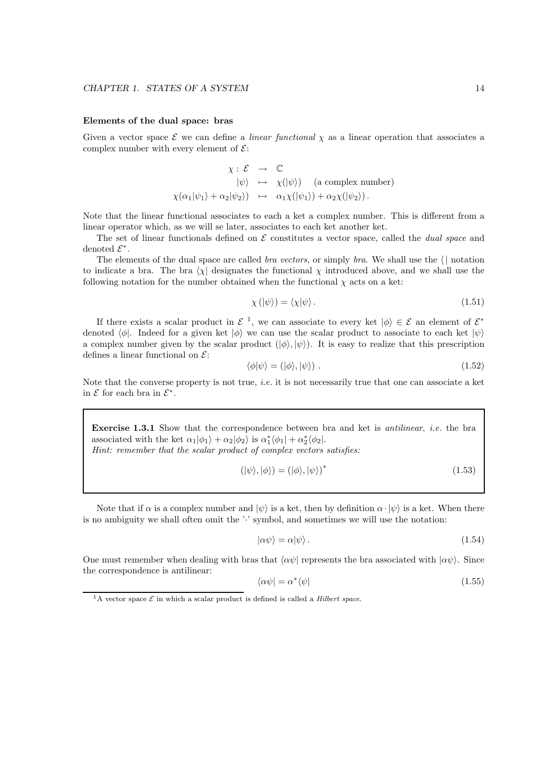#### Elements of the dual space: bras

Given a vector space $\mathcal{E}$ we can define a *linear functional* $\chi$ as a linear operation that associates a complex number with every element of $\mathcal{E}$:

$$
\begin{aligned}
\chi : \mathcal{E} &\rightarrow \mathbb{C} \\
|\psi\rangle &\mapsto \chi(|\psi\rangle) \quad \text{(a complex number)} \\
\chi(\alpha_1|\psi_1\rangle + \alpha_2|\psi_2\rangle) &\mapsto \alpha_1\chi(|\psi_1\rangle) + \alpha_2\chi(|\psi_2\rangle)\,.
\end{aligned}
$$

Note that the linear functional associates to each a ket a complex number. This is different from a linear operator which, as we will se later, associates to each ket another ket.

The set of linear functionals defined on $\mathcal{E}$ constitutes a vector space, called the *dual space* and denoted $\mathcal{E}^*$.

The elements of the dual space are called *bra vectors*, or simply *bra*. We shall use the $\langle\,|$ notation to indicate a bra. The bra $\langle\chi|$ designates the functional $\chi$ introduced above, and we shall use the following notation for the number obtained when the functional $\chi$ acts on a ket:

$$
\chi\left(|\psi\rangle\right) = \langle\chi|\psi\rangle\,. \tag{1.51}
$$

If there exists a scalar product in $\mathcal{E}$ [1], we can associate to every ket $|\phi\rangle \in \mathcal{E}$ an element of $\mathcal{E}^*$ denoted $\langle\phi|$. Indeed for a given ket $|\phi\rangle$ we can use the scalar product to associate to each ket $|\psi\rangle$ a complex number given by the scalar product $(|\phi\rangle, |\psi\rangle)$. It is easy to realize that this prescription defines a linear functional on $\mathcal{E}$:

$$
\langle\phi|\psi\rangle = \left(|\phi\rangle, |\psi\rangle\right)\,. \tag{1.52}
$$

Note that the converse property is not true, *i.e.* it is not necessarily true that one can associate a ket in $\mathcal{E}$ for each bra in $\mathcal{E}^*$.

**Exercise 1.3.1** Show that the correspondence between bra and ket is *antilinear*, *i.e.* the bra associated with the ket $\alpha_1|\phi_1\rangle + \alpha_2|\phi_2\rangle$ is $\alpha_1^*\langle\phi_1| + \alpha_2^*\langle\phi_2|$.
*Hint: remember that the scalar product of complex vectors satisfies:*

$$
\left(|\psi\rangle, |\phi\rangle\right) = \left(|\phi\rangle, |\psi\rangle\right)^* \tag{1.53}
$$

Note that if $\alpha$ is a complex number and $|\psi\rangle$ is a ket, then by definition $\alpha \cdot |\psi\rangle$ is a ket. When there is no ambiguity we shall often omit the '$\cdot$' symbol, and sometimes we will use the notation:

$$
|\alpha\psi\rangle = \alpha|\psi\rangle\,. \tag{1.54}
$$

One must remember when dealing with bras that $\langle\alpha\psi|$ represents the bra associated with $|\alpha\psi\rangle$. Since the correspondence is antilinear:

$$
\langle\alpha\psi| = \alpha^*\langle\psi| \tag{1.55}
$$

[1] A vector space $\mathcal{E}$ in which a scalar product is defined is called a *Hilbert space.*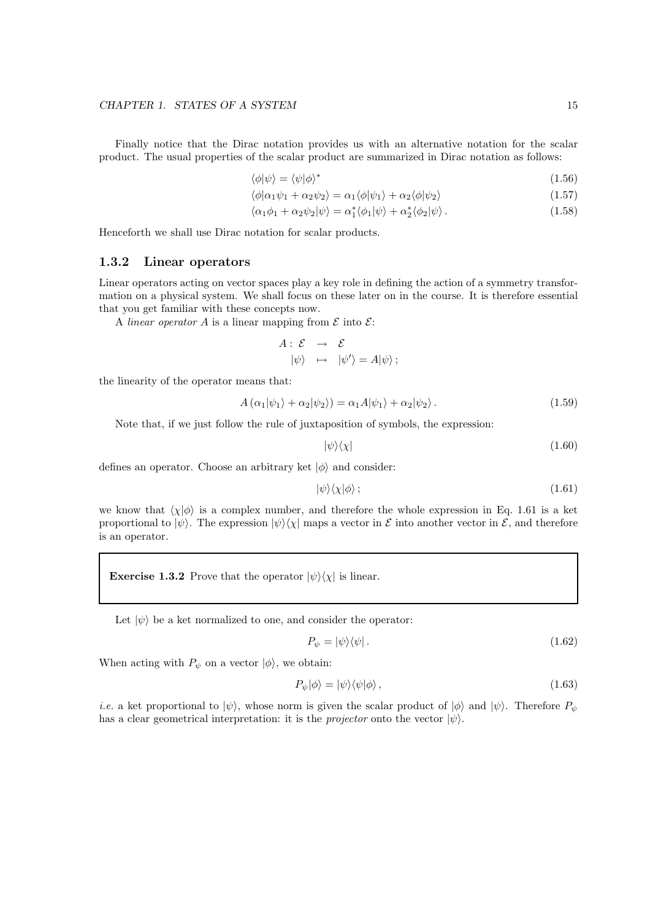Finally notice that the Dirac notation provides us with an alternative notation for the scalar product. The usual properties of the scalar product are summarized in Dirac notation as follows:

$$\langle \phi | \psi \rangle = \langle \psi | \phi \rangle^* \tag{1.56}$$

$$\langle \phi | \alpha_1 \psi_1 + \alpha_2 \psi_2 \rangle = \alpha_1 \langle \phi | \psi_1 \rangle + \alpha_2 \langle \phi | \psi_2 \rangle \tag{1.57}$$

$$\langle \alpha_1 \phi_1 + \alpha_2 \psi_2 | \psi \rangle = \alpha_1^* \langle \phi_1 | \psi \rangle + \alpha_2^* \langle \phi_2 | \psi \rangle \,. \tag{1.58}$$

Henceforth we shall use Dirac notation for scalar products.

### 1.3.2 Linear operators

Linear operators acting on vector spaces play a key role in defining the action of a symmetry transformation on a physical system. We shall focus on these later on in the course. It is therefore essential that you get familiar with these concepts now.

A *linear operator* $A$ is a linear mapping from $\mathcal{E}$ into $\mathcal{E}$:

$$\begin{aligned} A: \mathcal{E} \quad &\rightarrow \quad \mathcal{E} \\ |\psi\rangle \quad &\mapsto \quad |\psi'\rangle = A|\psi\rangle\,; \end{aligned}$$

the linearity of the operator means that:

$$A\left(\alpha_1 |\psi_1\rangle + \alpha_2 |\psi_2\rangle\right) = \alpha_1 A |\psi_1\rangle + \alpha_2 |\psi_2\rangle \,. \tag{1.59}$$

Note that, if we just follow the rule of juxtaposition of symbols, the expression:

$$|\psi\rangle\langle\chi| \tag{1.60}$$

defines an operator. Choose an arbitrary ket $|\phi\rangle$ and consider:

$$|\psi\rangle\langle\chi|\phi\rangle\,; \tag{1.61}$$

we know that $\langle\chi|\phi\rangle$ is a complex number, and therefore the whole expression in Eq. 1.61 is a ket proportional to $|\psi\rangle$. The expression $|\psi\rangle\langle\chi|$ maps a vector in $\mathcal{E}$ into another vector in $\mathcal{E}$, and therefore is an operator.

> **Exercise 1.3.2** Prove that the operator $|\psi\rangle\langle\chi|$ is linear.

Let $|\psi\rangle$ be a ket normalized to one, and consider the operator:

$$P_\psi = |\psi\rangle\langle\psi|\,. \tag{1.62}$$

When acting with $P_\psi$ on a vector $|\phi\rangle$, we obtain:

$$P_\psi|\phi\rangle = |\psi\rangle\langle\psi|\phi\rangle\,, \tag{1.63}$$

*i.e.* a ket proportional to $|\psi\rangle$, whose norm is given the scalar product of $|\phi\rangle$ and $|\psi\rangle$. Therefore $P_\psi$ has a clear geometrical interpretation: it is the *projector* onto the vector $|\psi\rangle$.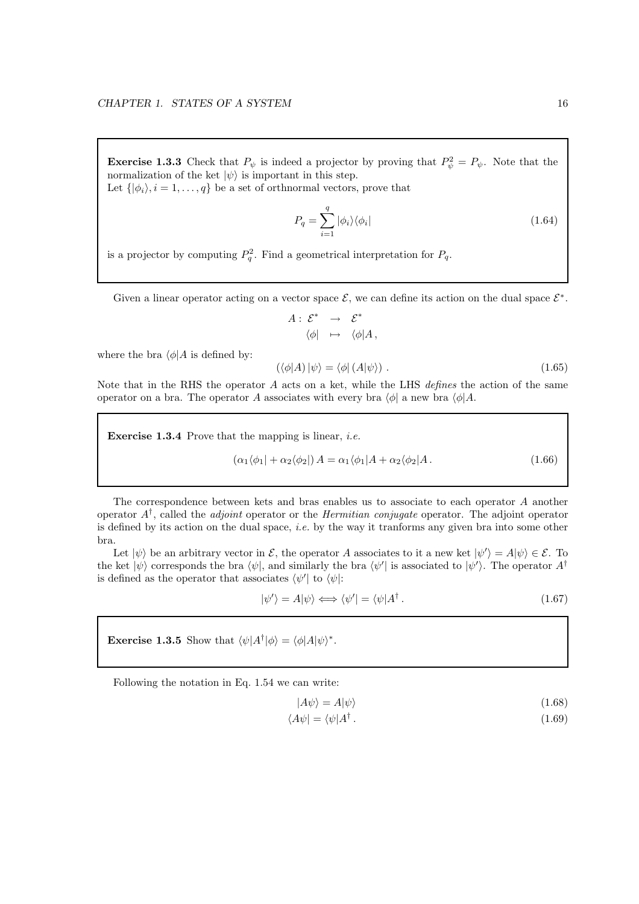**Exercise 1.3.3** Check that $P_\psi$ is indeed a projector by proving that $P_\psi^2 = P_\psi$. Note that the normalization of the ket $|\psi\rangle$ is important in this step.
Let $\{|\phi_i\rangle, i = 1, \ldots, q\}$ be a set of orthnormal vectors, prove that

$$P_q = \sum_{i=1}^{q} |\phi_i\rangle\langle\phi_i| \tag{1.64}$$

is a projector by computing $P_q^2$. Find a geometrical interpretation for $P_q$.

Given a linear operator acting on a vector space $\mathcal{E}$, we can define its action on the dual space $\mathcal{E}^*$.

$$\begin{aligned} A:\ \mathcal{E}^* &\rightarrow \mathcal{E}^* \\ \langle\phi| &\mapsto \langle\phi|A\,, \end{aligned}$$

where the bra $\langle\phi|A$ is defined by:

$$\left(\langle\phi|A\right)|\psi\rangle = \langle\phi|\left(A|\psi\rangle\right)\,. \tag{1.65}$$

Note that in the RHS the operator $A$ acts on a ket, while the LHS *defines* the action of the same operator on a bra. The operator $A$ associates with every bra $\langle\phi|$ a new bra $\langle\phi|A$.

**Exercise 1.3.4** Prove that the mapping is linear, *i.e.*

$$\left(\alpha_1\langle\phi_1| + \alpha_2\langle\phi_2|\right)A = \alpha_1\langle\phi_1|A + \alpha_2\langle\phi_2|A\,. \tag{1.66}$$

The correspondence between kets and bras enables us to associate to each operator $A$ another operator $A^\dagger$, called the *adjoint* operator or the *Hermitian conjugate* operator. The adjoint operator is defined by its action on the dual space, *i.e.* by the way it tranforms any given bra into some other bra.

Let $|\psi\rangle$ be an arbitrary vector in $\mathcal{E}$, the operator $A$ associates to it a new ket $|\psi'\rangle = A|\psi\rangle \in \mathcal{E}$. To the ket $|\psi\rangle$ corresponds the bra $\langle\psi|$, and similarly the bra $\langle\psi'|$ is associated to $|\psi'\rangle$. The operator $A^\dagger$ is defined as the operator that associates $\langle\psi'|$ to $\langle\psi|$:

$$|\psi'\rangle = A|\psi\rangle \Longleftrightarrow \langle\psi'| = \langle\psi|A^\dagger\,. \tag{1.67}$$

**Exercise 1.3.5** Show that $\langle\psi|A^\dagger|\phi\rangle = \langle\phi|A|\psi\rangle^*$.

Following the notation in Eq. 1.54 we can write:

$$|A\psi\rangle = A|\psi\rangle \tag{1.68}$$

$$\langle A\psi| = \langle\psi|A^\dagger\,. \tag{1.69}$$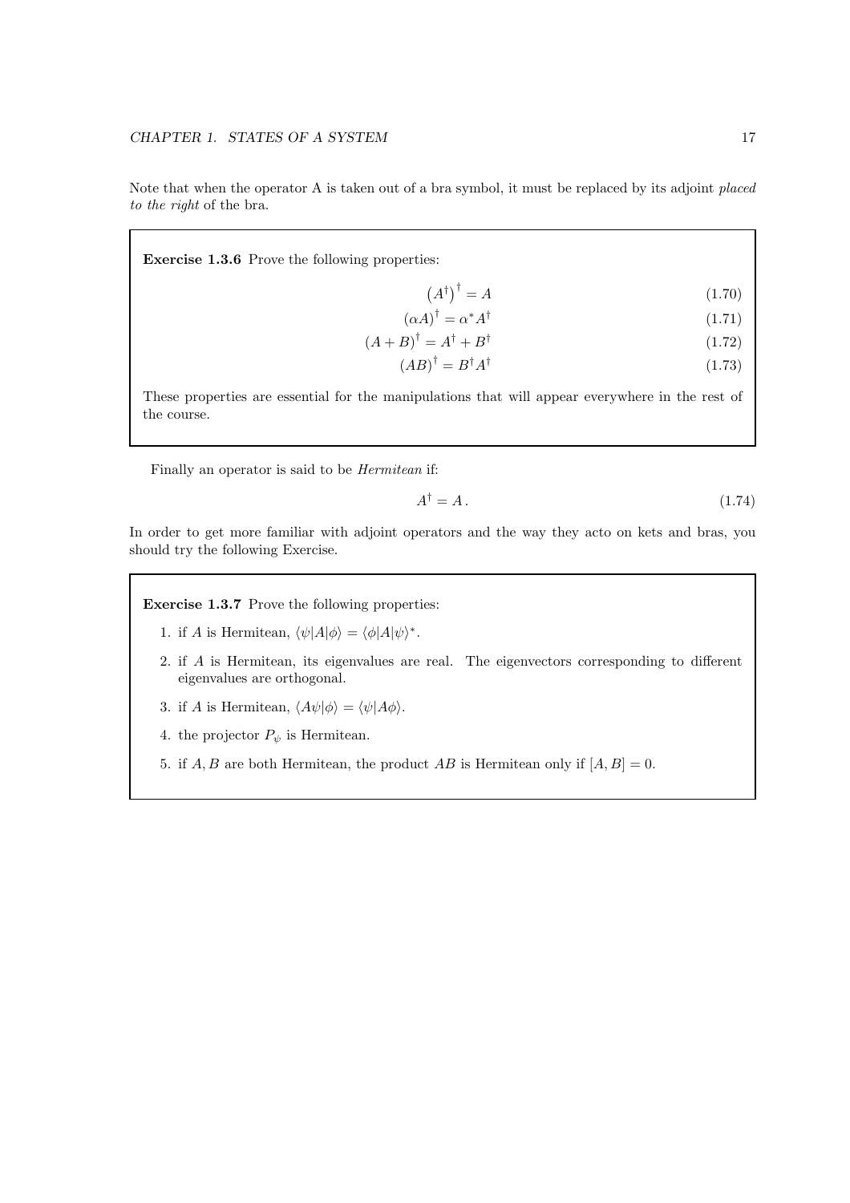Note that when the operator A is taken out of a bra symbol, it must be replaced by its adjoint *placed to the right* of the bra.

> **Exercise 1.3.6** Prove the following properties:
>
> $$\left(A^\dagger\right)^\dagger = A \tag{1.70}$$
>
> $$(\alpha A)^\dagger = \alpha^* A^\dagger \tag{1.71}$$
>
> $$(A+B)^\dagger = A^\dagger + B^\dagger \tag{1.72}$$
>
> $$(AB)^\dagger = B^\dagger A^\dagger \tag{1.73}$$
>
> These properties are essential for the manipulations that will appear everywhere in the rest of the course.

Finally an operator is said to be *Hermitean* if:

$$A^\dagger = A\,. \tag{1.74}$$

In order to get more familiar with adjoint operators and the way they acto on kets and bras, you should try the following Exercise.

> **Exercise 1.3.7** Prove the following properties:
>
> 1. if $A$ is Hermitean, $\langle\psi|A|\phi\rangle = \langle\phi|A|\psi\rangle^*$.
> 2. if $A$ is Hermitean, its eigenvalues are real. The eigenvectors corresponding to different eigenvalues are orthogonal.
> 3. if $A$ is Hermitean, $\langle A\psi|\phi\rangle = \langle\psi|A\phi\rangle$.
> 4. the projector $P_\psi$ is Hermitean.
> 5. if $A, B$ are both Hermitean, the product $AB$ is Hermitean only if $[A, B] = 0$.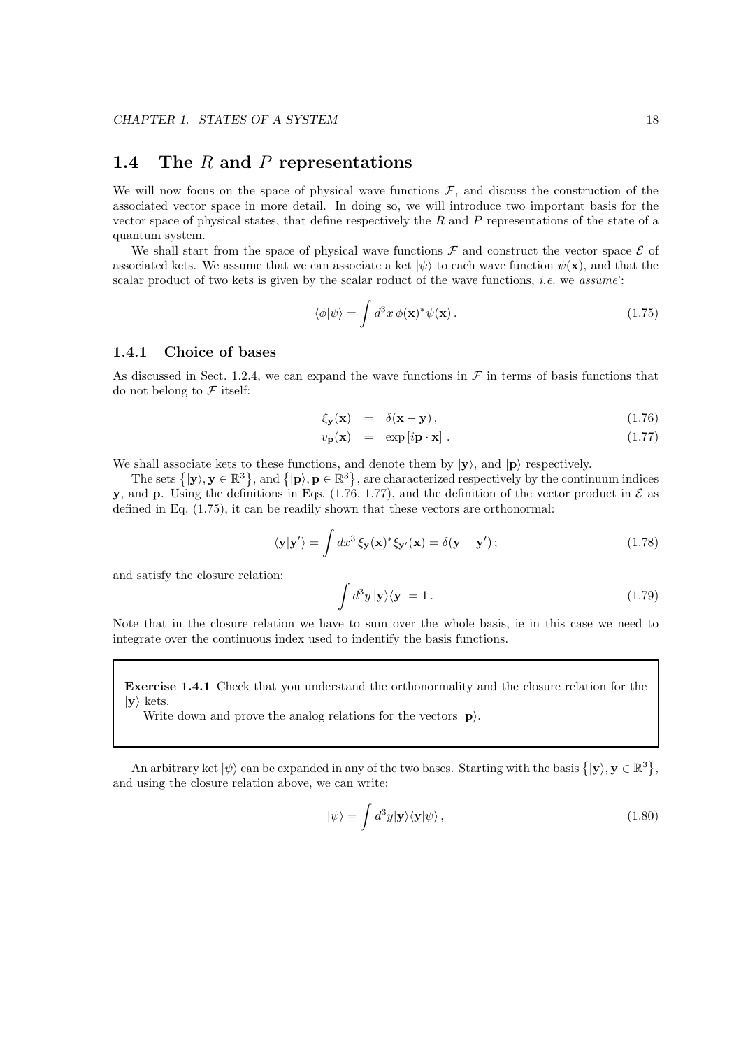## 1.4 The $R$ and $P$ representations

We will now focus on the space of physical wave functions $\mathcal{F}$, and discuss the construction of the associated vector space in more detail. In doing so, we will introduce two important basis for the vector space of physical states, that define respectively the $R$ and $P$ representations of the state of a quantum system.

We shall start from the space of physical wave functions $\mathcal{F}$ and construct the vector space $\mathcal{E}$ of associated kets. We assume that we can associate a ket $|\psi\rangle$ to each wave function $\psi(\mathbf{x})$, and that the scalar product of two kets is given by the scalar roduct of the wave functions, *i.e.* we *assume*':

$$\langle\phi|\psi\rangle = \int d^3x\, \phi(\mathbf{x})^* \psi(\mathbf{x})\,. \tag{1.75}$$

### 1.4.1 Choice of bases

As discussed in Sect. 1.2.4, we can expand the wave functions in $\mathcal{F}$ in terms of basis functions that do not belong to $\mathcal{F}$ itself:

$$\xi_{\mathbf{y}}(\mathbf{x}) = \delta(\mathbf{x} - \mathbf{y})\,, \tag{1.76}$$

$$v_{\mathbf{p}}(\mathbf{x}) = \exp\left[i\mathbf{p}\cdot\mathbf{x}\right]\,. \tag{1.77}$$

We shall associate kets to these functions, and denote them by $|\mathbf{y}\rangle$, and $|\mathbf{p}\rangle$ respectively.

The sets $\left\{|\mathbf{y}\rangle, \mathbf{y} \in \mathbb{R}^3\right\}$, and $\left\{|\mathbf{p}\rangle, \mathbf{p} \in \mathbb{R}^3\right\}$, are characterized respectively by the continuum indices $\mathbf{y}$, and $\mathbf{p}$. Using the definitions in Eqs. (1.76, 1.77), and the definition of the vector product in $\mathcal{E}$ as defined in Eq. (1.75), it can be readily shown that these vectors are orthonormal:

$$\langle\mathbf{y}|\mathbf{y}'\rangle = \int dx^3\, \xi_{\mathbf{y}}(\mathbf{x})^* \xi_{\mathbf{y}'}(\mathbf{x}) = \delta(\mathbf{y} - \mathbf{y}')\,; \tag{1.78}$$

and satisfy the closure relation:

$$\int d^3y\, |\mathbf{y}\rangle\langle\mathbf{y}| = 1\,. \tag{1.79}$$

Note that in the closure relation we have to sum over the whole basis, ie in this case we need to integrate over the continuous index used to indentify the basis functions.

> **Exercise 1.4.1** Check that you understand the orthonormality and the closure relation for the $|\mathbf{y}\rangle$ kets.
>
> Write down and prove the analog relations for the vectors $|\mathbf{p}\rangle$.

An arbitrary ket $|\psi\rangle$ can be expanded in any of the two bases. Starting with the basis $\left\{|\mathbf{y}\rangle, \mathbf{y} \in \mathbb{R}^3\right\}$, and using the closure relation above, we can write:

$$|\psi\rangle = \int d^3y |\mathbf{y}\rangle\langle\mathbf{y}|\psi\rangle\,, \tag{1.80}$$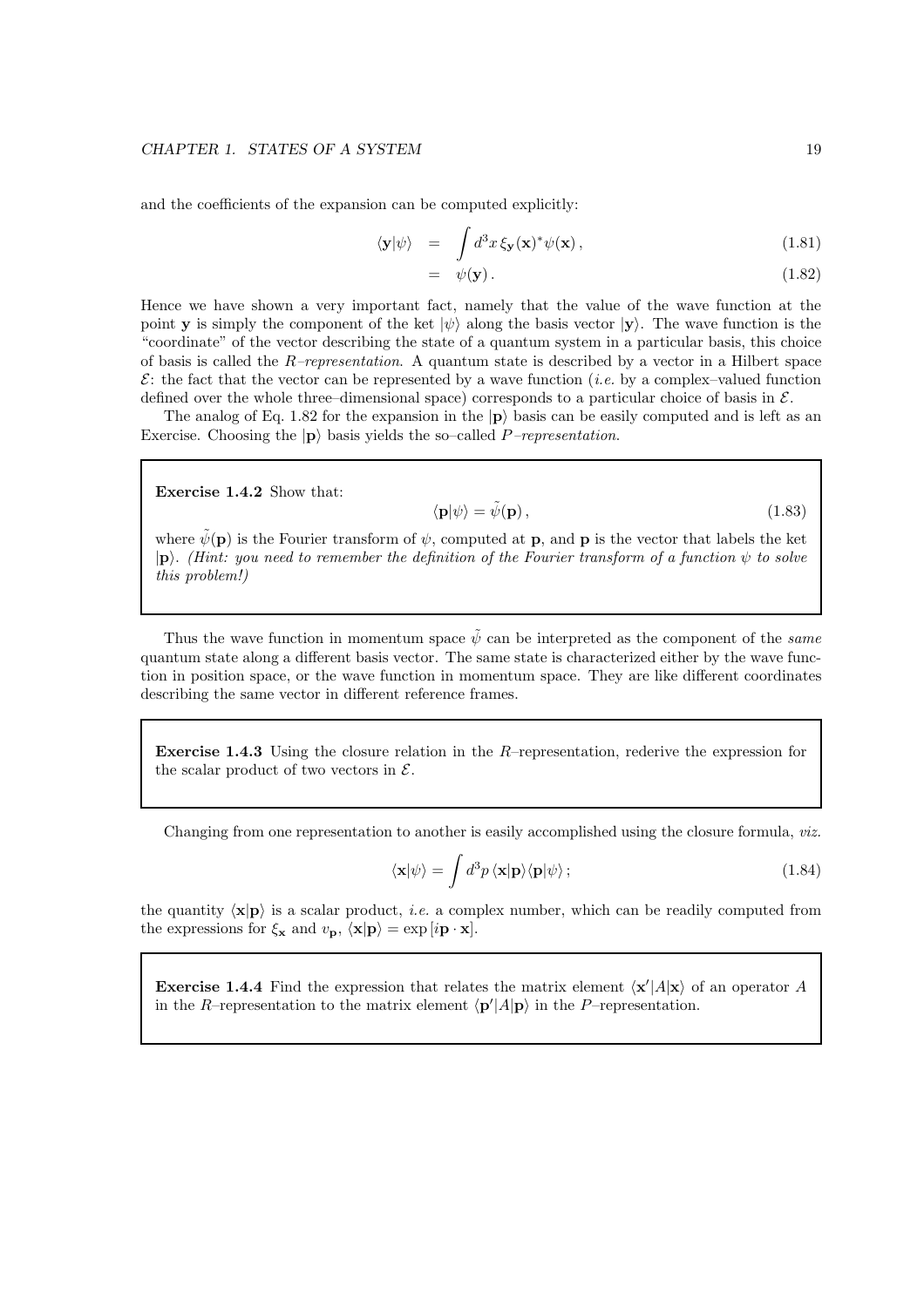and the coefficients of the expansion can be computed explicitly:

$$
\begin{aligned}
\langle \mathbf{y}|\psi\rangle &= \int d^3x\, \xi_{\mathbf{y}}(\mathbf{x})^* \psi(\mathbf{x})\,, && (1.81)\\
&= \psi(\mathbf{y})\,. && (1.82)
\end{aligned}
$$

Hence we have shown a very important fact, namely that the value of the wave function at the point $\mathbf{y}$ is simply the component of the ket $|\psi\rangle$ along the basis vector $|\mathbf{y}\rangle$. The wave function is the "coordinate" of the vector describing the state of a quantum system in a particular basis, this choice of basis is called the *R–representation*. A quantum state is described by a vector in a Hilbert space $\mathcal{E}$: the fact that the vector can be represented by a wave function (*i.e.* by a complex–valued function defined over the whole three–dimensional space) corresponds to a particular choice of basis in $\mathcal{E}$.

The analog of Eq. 1.82 for the expansion in the $|\mathbf{p}\rangle$ basis can be easily computed and is left as an Exercise. Choosing the $|\mathbf{p}\rangle$ basis yields the so–called *P–representation*.

**Exercise 1.4.2** Show that:

$$
\langle \mathbf{p}|\psi\rangle = \tilde{\psi}(\mathbf{p})\,, \tag{1.83}
$$

where $\tilde{\psi}(\mathbf{p})$ is the Fourier transform of $\psi$, computed at $\mathbf{p}$, and $\mathbf{p}$ is the vector that labels the ket $|\mathbf{p}\rangle$. *(Hint: you need to remember the definition of the Fourier transform of a function $\psi$ to solve this problem!)*

Thus the wave function in momentum space $\tilde{\psi}$ can be interpreted as the component of the *same* quantum state along a different basis vector. The same state is characterized either by the wave function in position space, or the wave function in momentum space. They are like different coordinates describing the same vector in different reference frames.

**Exercise 1.4.3** Using the closure relation in the $R$–representation, rederive the expression for the scalar product of two vectors in $\mathcal{E}$.

Changing from one representation to another is easily accomplished using the closure formula, *viz.*

$$
\langle \mathbf{x}|\psi\rangle = \int d^3p\, \langle \mathbf{x}|\mathbf{p}\rangle\langle \mathbf{p}|\psi\rangle\,; \tag{1.84}
$$

the quantity $\langle \mathbf{x}|\mathbf{p}\rangle$ is a scalar product, *i.e.* a complex number, which can be readily computed from the expressions for $\xi_{\mathbf{x}}$ and $v_{\mathbf{p}}$, $\langle \mathbf{x}|\mathbf{p}\rangle = \exp\left[i\mathbf{p}\cdot\mathbf{x}\right]$.

**Exercise 1.4.4** Find the expression that relates the matrix element $\langle \mathbf{x}'|A|\mathbf{x}\rangle$ of an operator $A$ in the $R$–representation to the matrix element $\langle \mathbf{p}'|A|\mathbf{p}\rangle$ in the $P$–representation.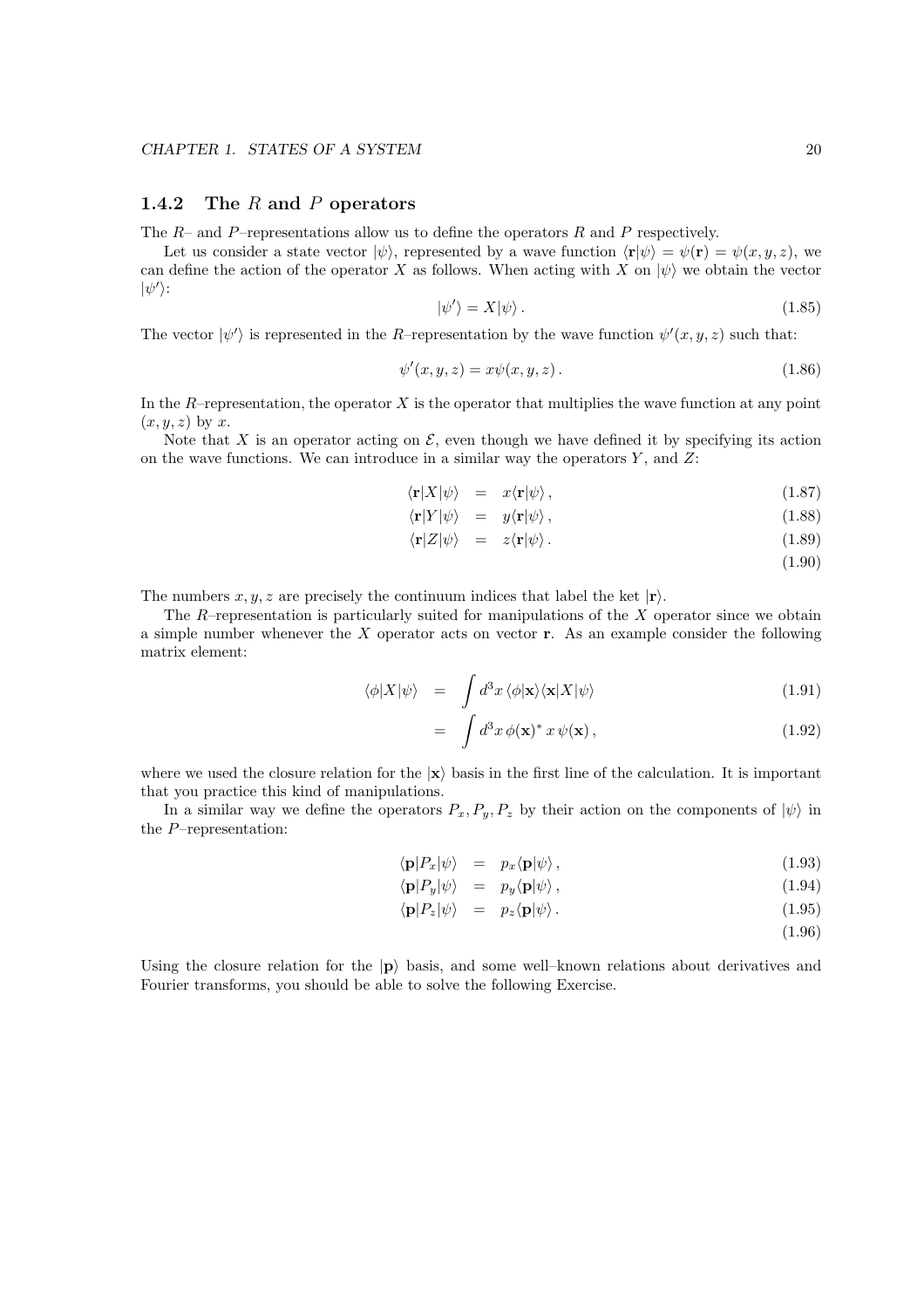### 1.4.2 The $R$ and $P$ operators

The $R$– and $P$–representations allow us to define the operators $R$ and $P$ respectively.

Let us consider a state vector $|\psi\rangle$, represented by a wave function $\langle \mathbf{r}|\psi\rangle = \psi(\mathbf{r}) = \psi(x, y, z)$, we can define the action of the operator $X$ as follows. When acting with $X$ on $|\psi\rangle$ we obtain the vector $|\psi'\rangle$:

$$|\psi'\rangle = X|\psi\rangle\,. \tag{1.85}$$

The vector $|\psi'\rangle$ is represented in the $R$–representation by the wave function $\psi'(x, y, z)$ such that:

$$\psi'(x, y, z) = x\psi(x, y, z)\,. \tag{1.86}$$

In the $R$–representation, the operator $X$ is the operator that multiplies the wave function at any point $(x, y, z)$ by $x$.

Note that $X$ is an operator acting on $\mathcal{E}$, even though we have defined it by specifying its action on the wave functions. We can introduce in a similar way the operators $Y$, and $Z$:

$$\langle \mathbf{r}|X|\psi\rangle = x\langle \mathbf{r}|\psi\rangle\,, \tag{1.87}$$

$$\langle \mathbf{r}|Y|\psi\rangle = y\langle \mathbf{r}|\psi\rangle\,, \tag{1.88}$$

$$\langle \mathbf{r}|Z|\psi\rangle = z\langle \mathbf{r}|\psi\rangle\,. \tag{1.89}$$

$$\tag{1.90}$$

The numbers $x, y, z$ are precisely the continuum indices that label the ket $|\mathbf{r}\rangle$.

The $R$–representation is particularly suited for manipulations of the $X$ operator since we obtain a simple number whenever the $X$ operator acts on vector $\mathbf{r}$. As an example consider the following matrix element:

$$\langle \phi|X|\psi\rangle = \int d^3x\, \langle \phi|\mathbf{x}\rangle\langle \mathbf{x}|X|\psi\rangle \tag{1.91}$$

$$= \int d^3x\, \phi(\mathbf{x})^*\, x\, \psi(\mathbf{x})\,, \tag{1.92}$$

where we used the closure relation for the $|\mathbf{x}\rangle$ basis in the first line of the calculation. It is important that you practice this kind of manipulations.

In a similar way we define the operators $P_x, P_y, P_z$ by their action on the components of $|\psi\rangle$ in the $P$–representation:

$$\langle \mathbf{p}|P_x|\psi\rangle = p_x\langle \mathbf{p}|\psi\rangle\,, \tag{1.93}$$

$$\langle \mathbf{p}|P_y|\psi\rangle = p_y\langle \mathbf{p}|\psi\rangle\,, \tag{1.94}$$

$$\langle \mathbf{p}|P_z|\psi\rangle = p_z\langle \mathbf{p}|\psi\rangle\,. \tag{1.95}$$

$$\tag{1.96}$$

Using the closure relation for the $|\mathbf{p}\rangle$ basis, and some well–known relations about derivatives and Fourier transforms, you should be able to solve the following Exercise.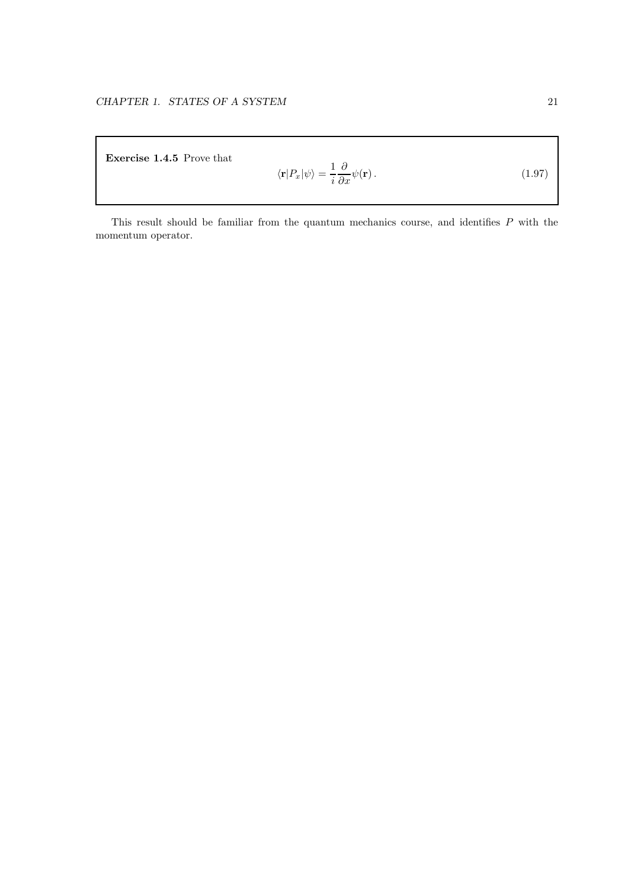**Exercise 1.4.5** Prove that

$$\langle \mathbf{r}|P_x|\psi\rangle = \frac{1}{i}\frac{\partial}{\partial x}\psi(\mathbf{r})\,. \tag{1.97}$$

This result should be familiar from the quantum mechanics course, and identifies $P$ with the momentum operator.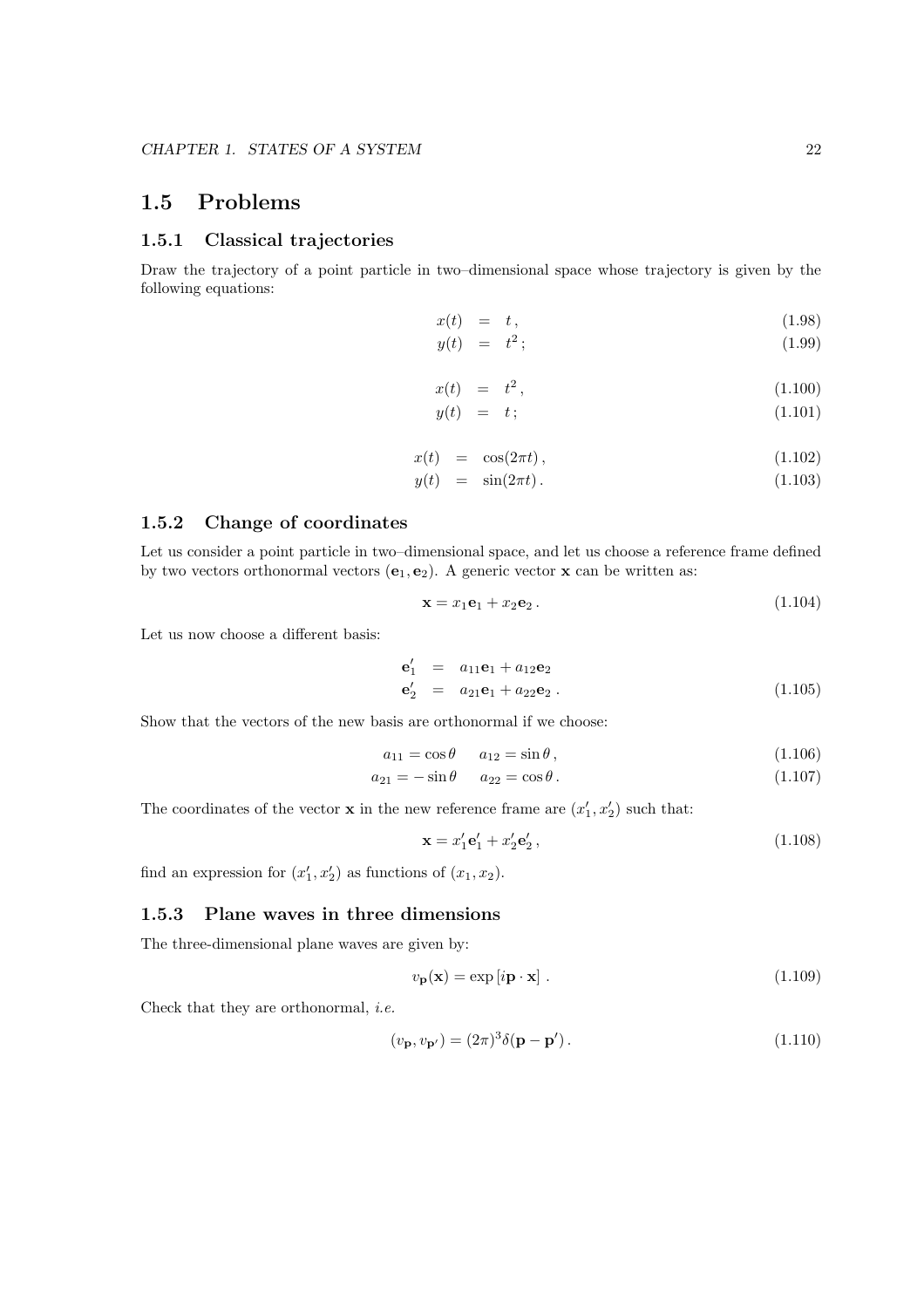## 1.5 Problems

### 1.5.1 Classical trajectories

Draw the trajectory of a point particle in two–dimensional space whose trajectory is given by the following equations:

$$x(t) = t\,, \tag{1.98}$$

$$y(t) = t^2\,; \tag{1.99}$$

$$x(t) = t^2\,, \tag{1.100}$$

$$y(t) = t\,; \tag{1.101}$$

$$x(t) = \cos(2\pi t)\,, \tag{1.102}$$

$$y(t) = \sin(2\pi t)\,. \tag{1.103}$$

### 1.5.2 Change of coordinates

Let us consider a point particle in two–dimensional space, and let us choose a reference frame defined by two vectors orthonormal vectors $(\mathbf{e}_1, \mathbf{e}_2)$. A generic vector $\mathbf{x}$ can be written as:

$$\mathbf{x} = x_1 \mathbf{e}_1 + x_2 \mathbf{e}_2\,. \tag{1.104}$$

Let us now choose a different basis:

$$\begin{aligned} \mathbf{e}'_1 &= a_{11}\mathbf{e}_1 + a_{12}\mathbf{e}_2 \\ \mathbf{e}'_2 &= a_{21}\mathbf{e}_1 + a_{22}\mathbf{e}_2\,. \end{aligned} \tag{1.105}$$

Show that the vectors of the new basis are orthonormal if we choose:

$$a_{11} = \cos\theta \qquad a_{12} = \sin\theta\,, \tag{1.106}$$

$$a_{21} = -\sin\theta \qquad a_{22} = \cos\theta\,. \tag{1.107}$$

The coordinates of the vector $\mathbf{x}$ in the new reference frame are $(x'_1, x'_2)$ such that:

$$\mathbf{x} = x'_1 \mathbf{e}'_1 + x'_2 \mathbf{e}'_2\,, \tag{1.108}$$

find an expression for $(x'_1, x'_2)$ as functions of $(x_1, x_2)$.

### 1.5.3 Plane waves in three dimensions

The three-dimensional plane waves are given by:

$$v_{\mathbf{p}}(\mathbf{x}) = \exp\left[i\mathbf{p}\cdot\mathbf{x}\right]\,. \tag{1.109}$$

Check that they are orthonormal, *i.e.*

$$(v_{\mathbf{p}}, v_{\mathbf{p}'}) = (2\pi)^3 \delta(\mathbf{p} - \mathbf{p}')\,. \tag{1.110}$$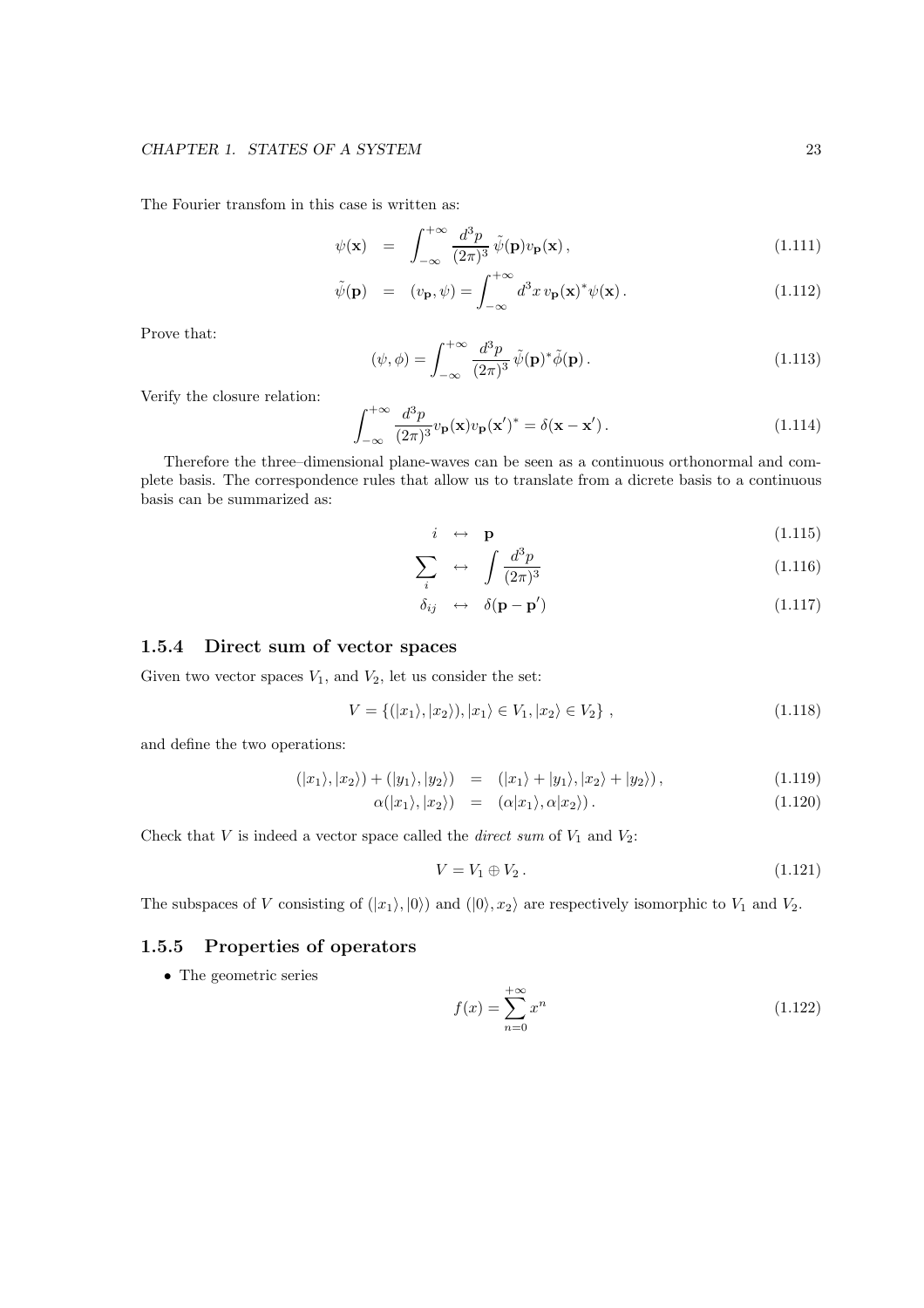The Fourier transfom in this case is written as:

$$\psi(\mathbf{x}) = \int_{-\infty}^{+\infty} \frac{d^3p}{(2\pi)^3}\, \tilde{\psi}(\mathbf{p}) v_{\mathbf{p}}(\mathbf{x})\,, \tag{1.111}$$

$$\tilde{\psi}(\mathbf{p}) = (v_{\mathbf{p}}, \psi) = \int_{-\infty}^{+\infty} d^3x\, v_{\mathbf{p}}(\mathbf{x})^* \psi(\mathbf{x})\,. \tag{1.112}$$

Prove that:

$$(\psi, \phi) = \int_{-\infty}^{+\infty} \frac{d^3p}{(2\pi)^3}\, \tilde{\psi}(\mathbf{p})^* \tilde{\phi}(\mathbf{p})\,. \tag{1.113}$$

Verify the closure relation:

$$\int_{-\infty}^{+\infty} \frac{d^3p}{(2\pi)^3} v_{\mathbf{p}}(\mathbf{x}) v_{\mathbf{p}}(\mathbf{x}')^* = \delta(\mathbf{x} - \mathbf{x}')\,. \tag{1.114}$$

Therefore the three–dimensional plane-waves can be seen as a continuous orthonormal and complete basis. The correspondence rules that allow us to translate from a dicrete basis to a continuous basis can be summarized as:

$$i \leftrightarrow \mathbf{p} \tag{1.115}$$

$$\sum_i \leftrightarrow \int \frac{d^3p}{(2\pi)^3} \tag{1.116}$$

$$\delta_{ij} \leftrightarrow \delta(\mathbf{p} - \mathbf{p}') \tag{1.117}$$

### 1.5.4 Direct sum of vector spaces

Given two vector spaces $V_1$, and $V_2$, let us consider the set:

$$V = \{(|x_1\rangle, |x_2\rangle), |x_1\rangle \in V_1, |x_2\rangle \in V_2\}\,, \tag{1.118}$$

and define the two operations:

$$(|x_1\rangle, |x_2\rangle) + (|y_1\rangle, |y_2\rangle) = (|x_1\rangle + |y_1\rangle, |x_2\rangle + |y_2\rangle)\,, \tag{1.119}$$

$$\alpha(|x_1\rangle, |x_2\rangle) = (\alpha|x_1\rangle, \alpha|x_2\rangle)\,. \tag{1.120}$$

Check that $V$ is indeed a vector space called the *direct sum* of $V_1$ and $V_2$:

$$V = V_1 \oplus V_2\,. \tag{1.121}$$

The subspaces of $V$ consisting of $(|x_1\rangle, |0\rangle)$ and $(|0\rangle, x_2\rangle$ are respectively isomorphic to $V_1$ and $V_2$.

### 1.5.5 Properties of operators

- The geometric series

$$f(x) = \sum_{n=0}^{+\infty} x^n \tag{1.122}$$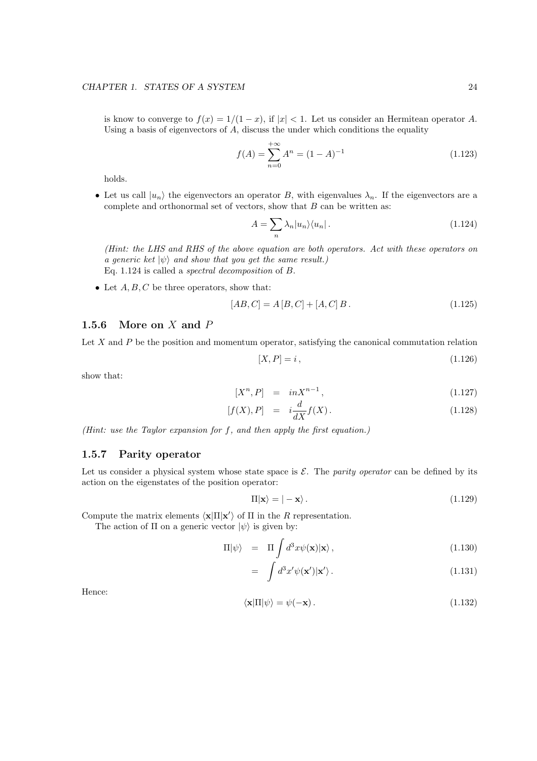is know to converge to $f(x) = 1/(1-x)$, if $|x| < 1$. Let us consider an Hermitean operator $A$. Using a basis of eigenvectors of $A$, discuss the under which conditions the equality

$$f(A) = \sum_{n=0}^{+\infty} A^n = (1-A)^{-1} \tag{1.123}$$

holds.

- Let us call $|u_n\rangle$ the eigenvectors an operator $B$, with eigenvalues $\lambda_n$. If the eigenvectors are a complete and orthonormal set of vectors, show that $B$ can be written as:

$$A = \sum_n \lambda_n |u_n\rangle\langle u_n| \,. \tag{1.124}$$

*(Hint: the LHS and RHS of the above equation are both operators. Act with these operators on a generic ket $|\psi\rangle$ and show that you get the same result.)*
Eq. 1.124 is called a *spectral decomposition* of $B$.

- Let $A, B, C$ be three operators, show that:

$$[AB, C] = A\,[B, C] + [A, C]\,B \,. \tag{1.125}$$

### 1.5.6 More on $X$ and $P$

Let $X$ and $P$ be the position and momentum operator, satisfying the canonical commutation relation

$$[X, P] = i \,, \tag{1.126}$$

show that:

$$[X^n, P] = inX^{n-1} \,, \tag{1.127}$$

$$[f(X), P] = i\frac{d}{dX}f(X) \,. \tag{1.128}$$

*(Hint: use the Taylor expansion for $f$, and then apply the first equation.)*

### 1.5.7 Parity operator

Let us consider a physical system whose state space is $\mathcal{E}$. The *parity operator* can be defined by its action on the eigenstates of the position operator:

$$\Pi|\mathbf{x}\rangle = |-\mathbf{x}\rangle \,. \tag{1.129}$$

Compute the matrix elements $\langle \mathbf{x}|\Pi|\mathbf{x}'\rangle$ of $\Pi$ in the $R$ representation.

The action of $\Pi$ on a generic vector $|\psi\rangle$ is given by:

$$\Pi|\psi\rangle = \Pi \int d^3x \psi(\mathbf{x})|\mathbf{x}\rangle \,, \tag{1.130}$$

$$= \int d^3x' \psi(\mathbf{x}')|\mathbf{x}'\rangle \,. \tag{1.131}$$

Hence:

$$\langle \mathbf{x}|\Pi|\psi\rangle = \psi(-\mathbf{x}) \,. \tag{1.132}$$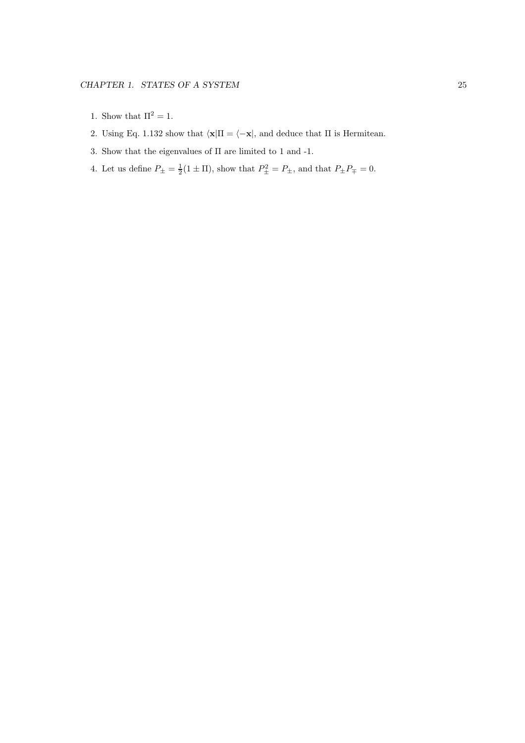1. Show that $\Pi^2 = 1$.
2. Using Eq. 1.132 show that $\langle \mathbf{x}|\Pi = \langle -\mathbf{x}|$, and deduce that $\Pi$ is Hermitean.
3. Show that the eigenvalues of $\Pi$ are limited to 1 and -1.
4. Let us define $P_\pm = \frac{1}{2}(1 \pm \Pi)$, show that $P_\pm^2 = P_\pm$, and that $P_\pm P_\mp = 0$.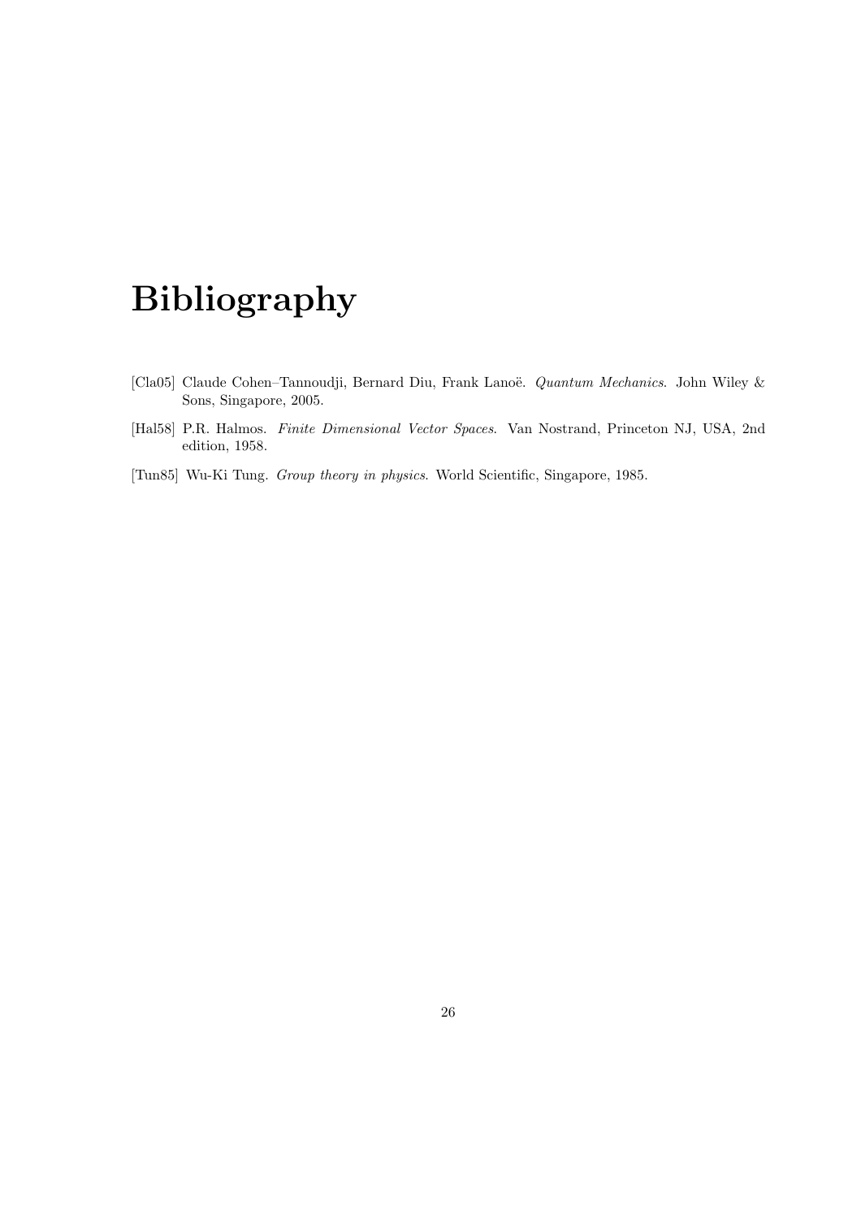# Bibliography

[Cla05] Claude Cohen–Tannoudji, Bernard Diu, Frank Lanoë. *Quantum Mechanics*. John Wiley & Sons, Singapore, 2005.

[Hal58] P.R. Halmos. *Finite Dimensional Vector Spaces*. Van Nostrand, Princeton NJ, USA, 2nd edition, 1958.

[Tun85] Wu-Ki Tung. *Group theory in physics*. World Scientific, Singapore, 1985.